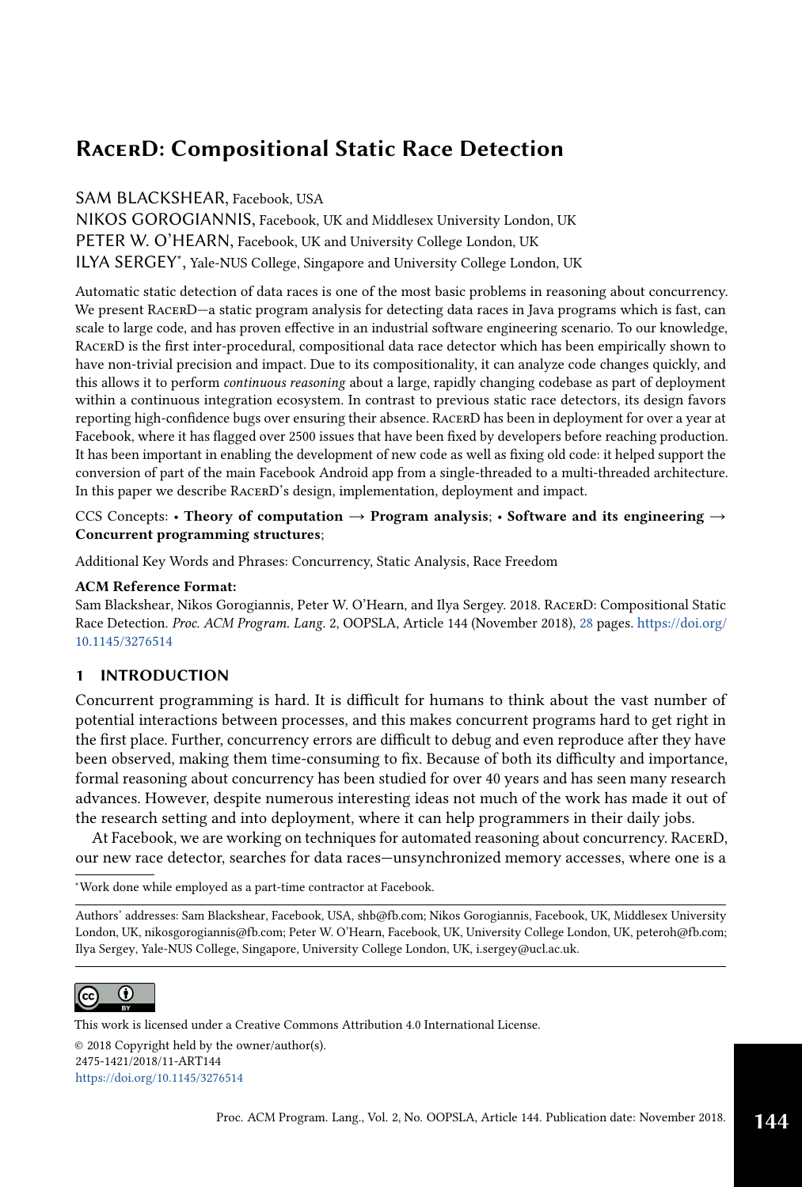# RacerD: Compositional Static Race Detection

SAM BLACKSHEAR, Facebook, USA
NIKOS GOROGIANNIS, Facebook, UK and Middlesex University London, UK
PETER W. O'HEARN, Facebook, UK and University College London, UK
ILYA SERGEY*, Yale-NUS College, Singapore and University College London, UK

Automatic static detection of data races is one of the most basic problems in reasoning about concurrency. We present RacerD—a static program analysis for detecting data races in Java programs which is fast, can scale to large code, and has proven effective in an industrial software engineering scenario. To our knowledge, RacerD is the first inter-procedural, compositional data race detector which has been empirically shown to have non-trivial precision and impact. Due to its compositionality, it can analyze code changes quickly, and this allows it to perform *continuous reasoning* about a large, rapidly changing codebase as part of deployment within a continuous integration ecosystem. In contrast to previous static race detectors, its design favors reporting high-confidence bugs over ensuring their absence. RacerD has been in deployment for over a year at Facebook, where it has flagged over 2500 issues that have been fixed by developers before reaching production. It has been important in enabling the development of new code as well as fixing old code: it helped support the conversion of part of the main Facebook Android app from a single-threaded to a multi-threaded architecture. In this paper we describe RacerD's design, implementation, deployment and impact.

CCS Concepts: • **Theory of computation** → **Program analysis**; • **Software and its engineering** → **Concurrent programming structures**;

Additional Key Words and Phrases: Concurrency, Static Analysis, Race Freedom

**ACM Reference Format:**
Sam Blackshear, Nikos Gorogiannis, Peter W. O'Hearn, and Ilya Sergey. 2018. RacerD: Compositional Static Race Detection. *Proc. ACM Program. Lang.* 2, OOPSLA, Article 144 (November 2018), 28 pages. https://doi.org/10.1145/3276514

## 1 INTRODUCTION

Concurrent programming is hard. It is difficult for humans to think about the vast number of potential interactions between processes, and this makes concurrent programs hard to get right in the first place. Further, concurrency errors are difficult to debug and even reproduce after they have been observed, making them time-consuming to fix. Because of both its difficulty and importance, formal reasoning about concurrency has been studied for over 40 years and has seen many research advances. However, despite numerous interesting ideas not much of the work has made it out of the research setting and into deployment, where it can help programmers in their daily jobs.

At Facebook, we are working on techniques for automated reasoning about concurrency. RacerD, our new race detector, searches for data races—unsynchronized memory accesses, where one is a

*Work done while employed as a part-time contractor at Facebook.

Authors' addresses: Sam Blackshear, Facebook, USA, shb@fb.com; Nikos Gorogiannis, Facebook, UK, Middlesex University London, UK, nikosgorogiannis@fb.com; Peter W. O'Hearn, Facebook, UK, University College London, UK, peteroh@fb.com; Ilya Sergey, Yale-NUS College, Singapore, University College London, UK, i.sergey@ucl.ac.uk.

This work is licensed under a Creative Commons Attribution 4.0 International License.
© 2018 Copyright held by the owner/author(s).
2475-1421/2018/11-ART144
https://doi.org/10.1145/3276514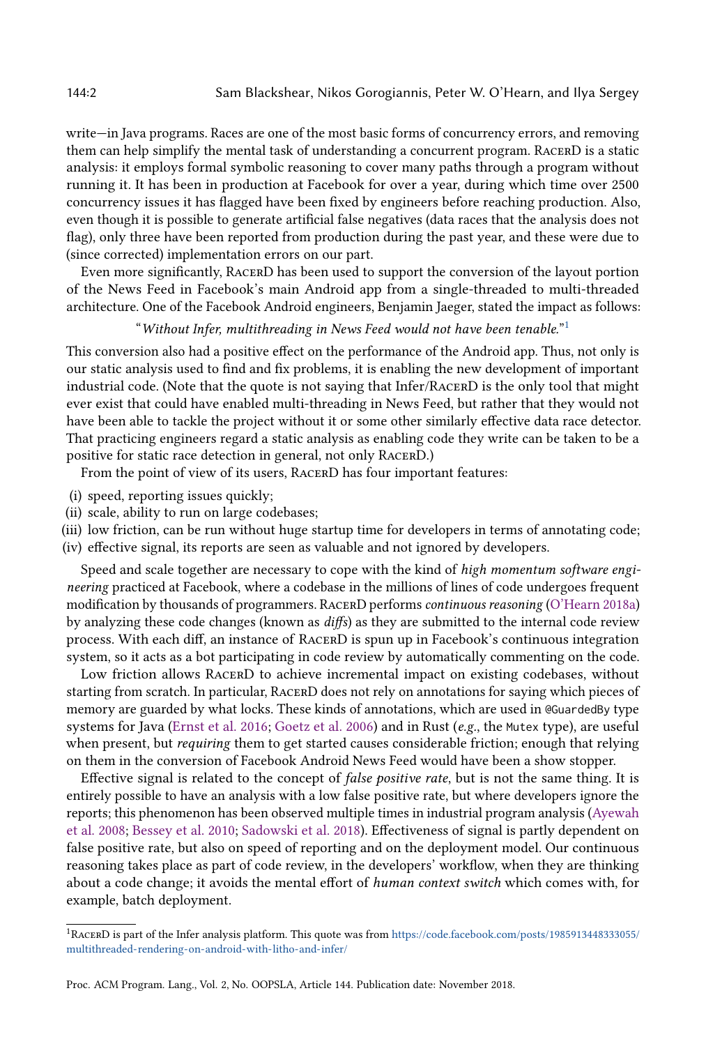write—in Java programs. Races are one of the most basic forms of concurrency errors, and removing them can help simplify the mental task of understanding a concurrent program. RacerD is a static analysis: it employs formal symbolic reasoning to cover many paths through a program without running it. It has been in production at Facebook for over a year, during which time over 2500 concurrency issues it has flagged have been fixed by engineers before reaching production. Also, even though it is possible to generate artificial false negatives (data races that the analysis does not flag), only three have been reported from production during the past year, and these were due to (since corrected) implementation errors on our part.

Even more significantly, RacerD has been used to support the conversion of the layout portion of the News Feed in Facebook's main Android app from a single-threaded to multi-threaded architecture. One of the Facebook Android engineers, Benjamin Jaeger, stated the impact as follows:

"*Without Infer, multithreading in News Feed would not have been tenable.*"[1]

This conversion also had a positive effect on the performance of the Android app. Thus, not only is our static analysis used to find and fix problems, it is enabling the new development of important industrial code. (Note that the quote is not saying that Infer/RacerD is the only tool that might ever exist that could have enabled multi-threading in News Feed, but rather that they would not have been able to tackle the project without it or some other similarly effective data race detector. That practicing engineers regard a static analysis as enabling code they write can be taken to be a positive for static race detection in general, not only RacerD.)

From the point of view of its users, RacerD has four important features:

(i) speed, reporting issues quickly;
(ii) scale, ability to run on large codebases;
(iii) low friction, can be run without huge startup time for developers in terms of annotating code;
(iv) effective signal, its reports are seen as valuable and not ignored by developers.

Speed and scale together are necessary to cope with the kind of *high momentum software engineering* practiced at Facebook, where a codebase in the millions of lines of code undergoes frequent modification by thousands of programmers. RacerD performs *continuous reasoning* (O'Hearn 2018a) by analyzing these code changes (known as *diffs*) as they are submitted to the internal code review process. With each diff, an instance of RacerD is spun up in Facebook's continuous integration system, so it acts as a bot participating in code review by automatically commenting on the code.

Low friction allows RacerD to achieve incremental impact on existing codebases, without starting from scratch. In particular, RacerD does not rely on annotations for saying which pieces of memory are guarded by what locks. These kinds of annotations, which are used in `@GuardedBy` type systems for Java (Ernst et al. 2016; Goetz et al. 2006) and in Rust (*e.g.*, the `Mutex` type), are useful when present, but *requiring* them to get started causes considerable friction; enough that relying on them in the conversion of Facebook Android News Feed would have been a show stopper.

Effective signal is related to the concept of *false positive rate*, but is not the same thing. It is entirely possible to have an analysis with a low false positive rate, but where developers ignore the reports; this phenomenon has been observed multiple times in industrial program analysis (Ayewah et al. 2008; Bessey et al. 2010; Sadowski et al. 2018). Effectiveness of signal is partly dependent on false positive rate, but also on speed of reporting and on the deployment model. Our continuous reasoning takes place as part of code review, in the developers' workflow, when they are thinking about a code change; it avoids the mental effort of *human context switch* which comes with, for example, batch deployment.

---

[1] RacerD is part of the Infer analysis platform. This quote was from https://code.facebook.com/posts/1985913448333055/multithreaded-rendering-on-android-with-litho-and-infer/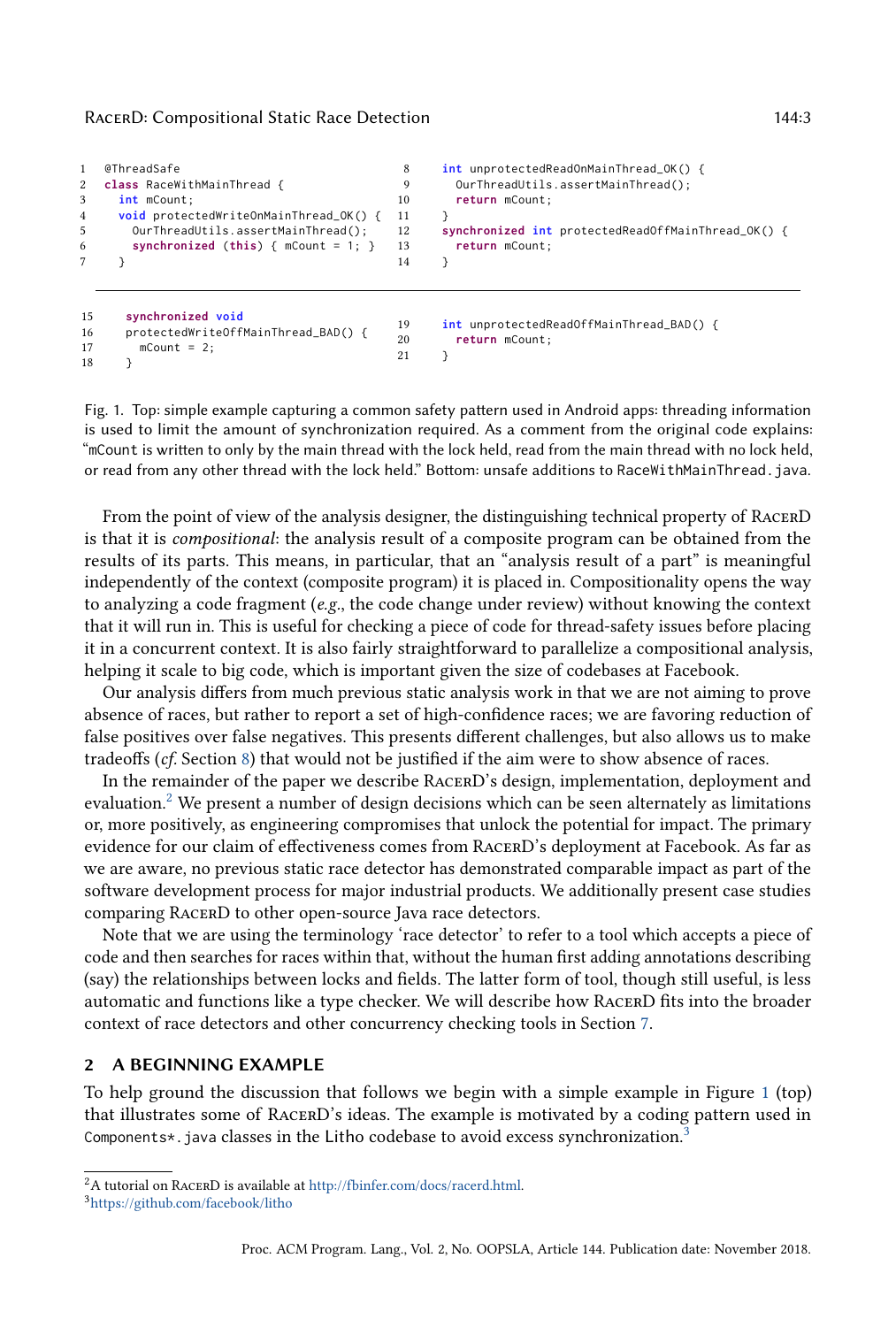```
1   @ThreadSafe
2   class RaceWithMainThread {
3     int mCount;
4     void protectedWriteOnMainThread_OK() {
5       OurThreadUtils.assertMainThread();
6       synchronized (this) { mCount = 1; }
7     }
8     int unprotectedReadOnMainThread_OK() {
9       OurThreadUtils.assertMainThread();
10      return mCount;
11    }
12    synchronized int protectedReadOffMainThread_OK() {
13      return mCount;
14    }
```

```
15    synchronized void
16    protectedWriteOffMainThread_BAD() {
17      mCount = 2;
18    }
19    int unprotectedReadOffMainThread_BAD() {
20      return mCount;
21    }
```

Fig. 1. Top: simple example capturing a common safety pattern used in Android apps: threading information is used to limit the amount of synchronization required. As a comment from the original code explains: "mCount is written to only by the main thread with the lock held, read from the main thread with no lock held, or read from any other thread with the lock held." Bottom: unsafe additions to RaceWithMainThread.java.

From the point of view of the analysis designer, the distinguishing technical property of RacerD is that it is *compositional*: the analysis result of a composite program can be obtained from the results of its parts. This means, in particular, that an "analysis result of a part" is meaningful independently of the context (composite program) it is placed in. Compositionality opens the way to analyzing a code fragment (*e.g.*, the code change under review) without knowing the context that it will run in. This is useful for checking a piece of code for thread-safety issues before placing it in a concurrent context. It is also fairly straightforward to parallelize a compositional analysis, helping it scale to big code, which is important given the size of codebases at Facebook.

Our analysis differs from much previous static analysis work in that we are not aiming to prove absence of races, but rather to report a set of high-confidence races; we are favoring reduction of false positives over false negatives. This presents different challenges, but also allows us to make tradeoffs (*cf.* Section 8) that would not be justified if the aim were to show absence of races.

In the remainder of the paper we describe RacerD's design, implementation, deployment and evaluation.[2] We present a number of design decisions which can be seen alternately as limitations or, more positively, as engineering compromises that unlock the potential for impact. The primary evidence for our claim of effectiveness comes from RacerD's deployment at Facebook. As far as we are aware, no previous static race detector has demonstrated comparable impact as part of the software development process for major industrial products. We additionally present case studies comparing RacerD to other open-source Java race detectors.

Note that we are using the terminology 'race detector' to refer to a tool which accepts a piece of code and then searches for races within that, without the human first adding annotations describing (say) the relationships between locks and fields. The latter form of tool, though still useful, is less automatic and functions like a type checker. We will describe how RacerD fits into the broader context of race detectors and other concurrency checking tools in Section 7.

## 2 A BEGINNING EXAMPLE

To help ground the discussion that follows we begin with a simple example in Figure 1 (top) that illustrates some of RacerD's ideas. The example is motivated by a coding pattern used in Components*.java classes in the Litho codebase to avoid excess synchronization.[3]

[2] A tutorial on RacerD is available at http://fbinfer.com/docs/racerd.html.

[3] https://github.com/facebook/litho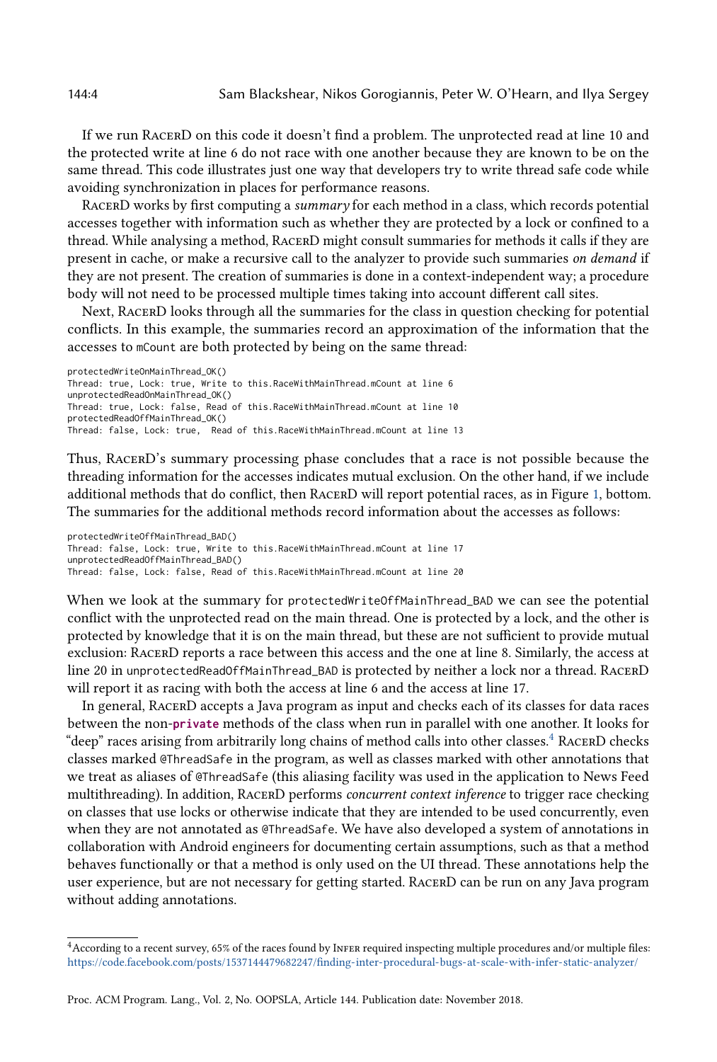If we run RacerD on this code it doesn't find a problem. The unprotected read at line 10 and the protected write at line 6 do not race with one another because they are known to be on the same thread. This code illustrates just one way that developers try to write thread safe code while avoiding synchronization in places for performance reasons.

RacerD works by first computing a *summary* for each method in a class, which records potential accesses together with information such as whether they are protected by a lock or confined to a thread. While analysing a method, RacerD might consult summaries for methods it calls if they are present in cache, or make a recursive call to the analyzer to provide such summaries *on demand* if they are not present. The creation of summaries is done in a context-independent way; a procedure body will not need to be processed multiple times taking into account different call sites.

Next, RacerD looks through all the summaries for the class in question checking for potential conflicts. In this example, the summaries record an approximation of the information that the accesses to `mCount` are both protected by being on the same thread:

```
protectedWriteOnMainThread_OK()
Thread: true, Lock: true, Write to this.RaceWithMainThread.mCount at line 6
unprotectedReadOnMainThread_OK()
Thread: true, Lock: false, Read of this.RaceWithMainThread.mCount at line 10
protectedReadOffMainThread_OK()
Thread: false, Lock: true,  Read of this.RaceWithMainThread.mCount at line 13
```

Thus, RacerD's summary processing phase concludes that a race is not possible because the threading information for the accesses indicates mutual exclusion. On the other hand, if we include additional methods that do conflict, then RacerD will report potential races, as in Figure 1, bottom. The summaries for the additional methods record information about the accesses as follows:

```
protectedWriteOffMainThread_BAD()
Thread: false, Lock: true, Write to this.RaceWithMainThread.mCount at line 17
unprotectedReadOffMainThread_BAD()
Thread: false, Lock: false, Read of this.RaceWithMainThread.mCount at line 20
```

When we look at the summary for `protectedWriteOffMainThread_BAD` we can see the potential conflict with the unprotected read on the main thread. One is protected by a lock, and the other is protected by knowledge that it is on the main thread, but these are not sufficient to provide mutual exclusion: RacerD reports a race between this access and the one at line 8. Similarly, the access at line 20 in `unprotectedReadOffMainThread_BAD` is protected by neither a lock nor a thread. RacerD will report it as racing with both the access at line 6 and the access at line 17.

In general, RacerD accepts a Java program as input and checks each of its classes for data races between the non-**`private`** methods of the class when run in parallel with one another. It looks for "deep" races arising from arbitrarily long chains of method calls into other classes.[4] RacerD checks classes marked `@ThreadSafe` in the program, as well as classes marked with other annotations that we treat as aliases of `@ThreadSafe` (this aliasing facility was used in the application to News Feed multithreading). In addition, RacerD performs *concurrent context inference* to trigger race checking on classes that use locks or otherwise indicate that they are intended to be used concurrently, even when they are not annotated as `@ThreadSafe`. We have also developed a system of annotations in collaboration with Android engineers for documenting certain assumptions, such as that a method behaves functionally or that a method is only used on the UI thread. These annotations help the user experience, but are not necessary for getting started. RacerD can be run on any Java program without adding annotations.

[4] According to a recent survey, 65% of the races found by Infer required inspecting multiple procedures and/or multiple files: https://code.facebook.com/posts/1537144479682247/finding-inter-procedural-bugs-at-scale-with-infer-static-analyzer/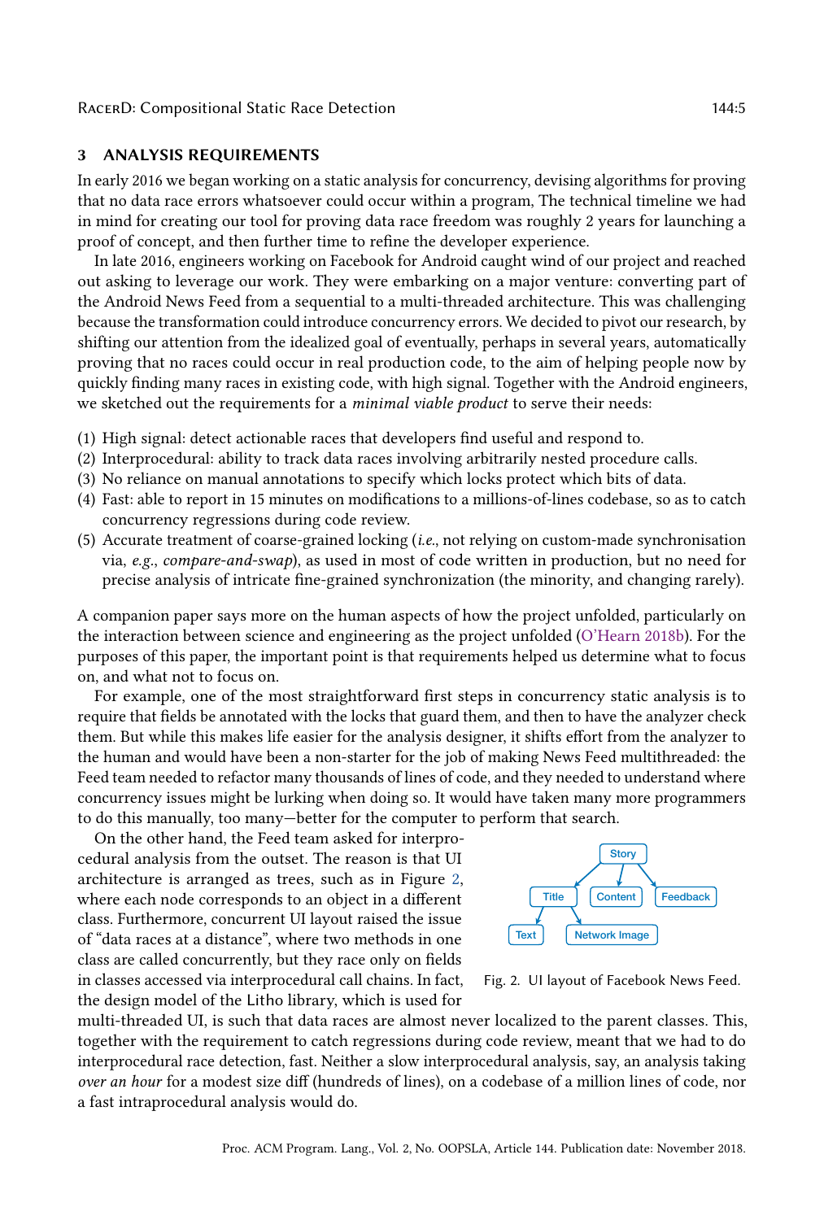## 3 ANALYSIS REQUIREMENTS

In early 2016 we began working on a static analysis for concurrency, devising algorithms for proving that no data race errors whatsoever could occur within a program, The technical timeline we had in mind for creating our tool for proving data race freedom was roughly 2 years for launching a proof of concept, and then further time to refine the developer experience.

In late 2016, engineers working on Facebook for Android caught wind of our project and reached out asking to leverage our work. They were embarking on a major venture: converting part of the Android News Feed from a sequential to a multi-threaded architecture. This was challenging because the transformation could introduce concurrency errors. We decided to pivot our research, by shifting our attention from the idealized goal of eventually, perhaps in several years, automatically proving that no races could occur in real production code, to the aim of helping people now by quickly finding many races in existing code, with high signal. Together with the Android engineers, we sketched out the requirements for a *minimal viable product* to serve their needs:

(1) High signal: detect actionable races that developers find useful and respond to.
(2) Interprocedural: ability to track data races involving arbitrarily nested procedure calls.
(3) No reliance on manual annotations to specify which locks protect which bits of data.
(4) Fast: able to report in 15 minutes on modifications to a millions-of-lines codebase, so as to catch concurrency regressions during code review.
(5) Accurate treatment of coarse-grained locking (*i.e.*, not relying on custom-made synchronisation via, *e.g.*, *compare-and-swap*), as used in most of code written in production, but no need for precise analysis of intricate fine-grained synchronization (the minority, and changing rarely).

A companion paper says more on the human aspects of how the project unfolded, particularly on the interaction between science and engineering as the project unfolded (O'Hearn 2018b). For the purposes of this paper, the important point is that requirements helped us determine what to focus on, and what not to focus on.

For example, one of the most straightforward first steps in concurrency static analysis is to require that fields be annotated with the locks that guard them, and then to have the analyzer check them. But while this makes life easier for the analysis designer, it shifts effort from the analyzer to the human and would have been a non-starter for the job of making News Feed multithreaded: the Feed team needed to refactor many thousands of lines of code, and they needed to understand where concurrency issues might be lurking when doing so. It would have taken many more programmers to do this manually, too many—better for the computer to perform that search.

On the other hand, the Feed team asked for interprocedural analysis from the outset. The reason is that UI architecture is arranged as trees, such as in Figure 2, where each node corresponds to an object in a different class. Furthermore, concurrent UI layout raised the issue of "data races at a distance", where two methods in one class are called concurrently, but they race only on fields in classes accessed via interprocedural call chains. In fact, the design model of the Litho library, which is used for multi-threaded UI, is such that data races are almost never localized to the parent classes. This, together with the requirement to catch regressions during code review, meant that we had to do interprocedural race detection, fast. Neither a slow interprocedural analysis, say, an analysis taking *over an hour* for a modest size diff (hundreds of lines), on a codebase of a million lines of code, nor a fast intraprocedural analysis would do.

Fig. 2. UI layout of Facebook News Feed.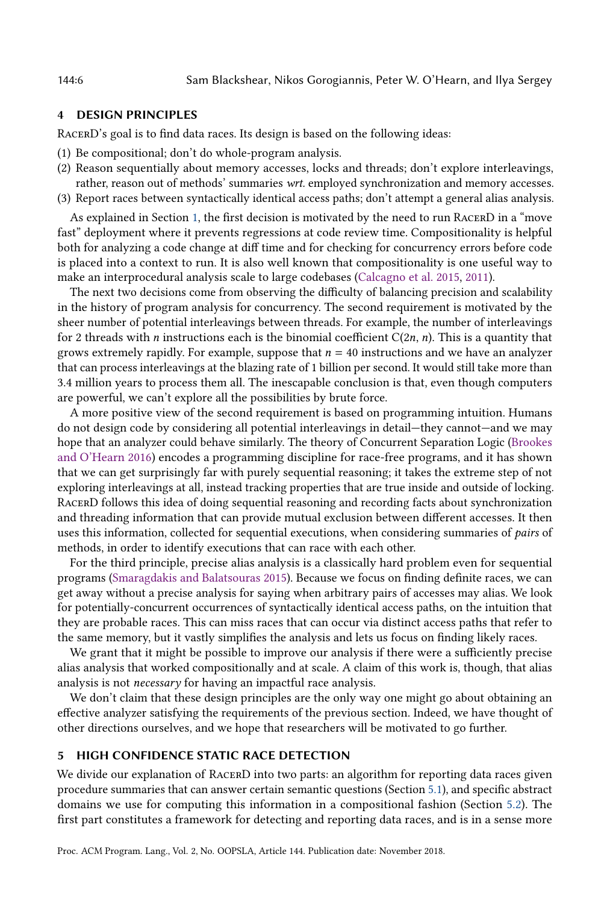## 4 DESIGN PRINCIPLES

RacerD's goal is to find data races. Its design is based on the following ideas:

(1) Be compositional; don't do whole-program analysis.
(2) Reason sequentially about memory accesses, locks and threads; don't explore interleavings, rather, reason out of methods' summaries *wrt.* employed synchronization and memory accesses.
(3) Report races between syntactically identical access paths; don't attempt a general alias analysis.

As explained in Section 1, the first decision is motivated by the need to run RacerD in a "move fast" deployment where it prevents regressions at code review time. Compositionality is helpful both for analyzing a code change at diff time and for checking for concurrency errors before code is placed into a context to run. It is also well known that compositionality is one useful way to make an interprocedural analysis scale to large codebases (Calcagno et al. 2015, 2011).

The next two decisions come from observing the difficulty of balancing precision and scalability in the history of program analysis for concurrency. The second requirement is motivated by the sheer number of potential interleavings between threads. For example, the number of interleavings for 2 threads with $n$ instructions each is the binomial coefficient $C(2n, n)$. This is a quantity that grows extremely rapidly. For example, suppose that $n = 40$ instructions and we have an analyzer that can process interleavings at the blazing rate of 1 billion per second. It would still take more than 3.4 million years to process them all. The inescapable conclusion is that, even though computers are powerful, we can't explore all the possibilities by brute force.

A more positive view of the second requirement is based on programming intuition. Humans do not design code by considering all potential interleavings in detail—they cannot—and we may hope that an analyzer could behave similarly. The theory of Concurrent Separation Logic (Brookes and O'Hearn 2016) encodes a programming discipline for race-free programs, and it has shown that we can get surprisingly far with purely sequential reasoning; it takes the extreme step of not exploring interleavings at all, instead tracking properties that are true inside and outside of locking. RacerD follows this idea of doing sequential reasoning and recording facts about synchronization and threading information that can provide mutual exclusion between different accesses. It then uses this information, collected for sequential executions, when considering summaries of *pairs* of methods, in order to identify executions that can race with each other.

For the third principle, precise alias analysis is a classically hard problem even for sequential programs (Smaragdakis and Balatsouras 2015). Because we focus on finding definite races, we can get away without a precise analysis for saying when arbitrary pairs of accesses may alias. We look for potentially-concurrent occurrences of syntactically identical access paths, on the intuition that they are probable races. This can miss races that can occur via distinct access paths that refer to the same memory, but it vastly simplifies the analysis and lets us focus on finding likely races.

We grant that it might be possible to improve our analysis if there were a sufficiently precise alias analysis that worked compositionally and at scale. A claim of this work is, though, that alias analysis is not *necessary* for having an impactful race analysis.

We don't claim that these design principles are the only way one might go about obtaining an effective analyzer satisfying the requirements of the previous section. Indeed, we have thought of other directions ourselves, and we hope that researchers will be motivated to go further.

## 5 HIGH CONFIDENCE STATIC RACE DETECTION

We divide our explanation of RacerD into two parts: an algorithm for reporting data races given procedure summaries that can answer certain semantic questions (Section 5.1), and specific abstract domains we use for computing this information in a compositional fashion (Section 5.2). The first part constitutes a framework for detecting and reporting data races, and is in a sense more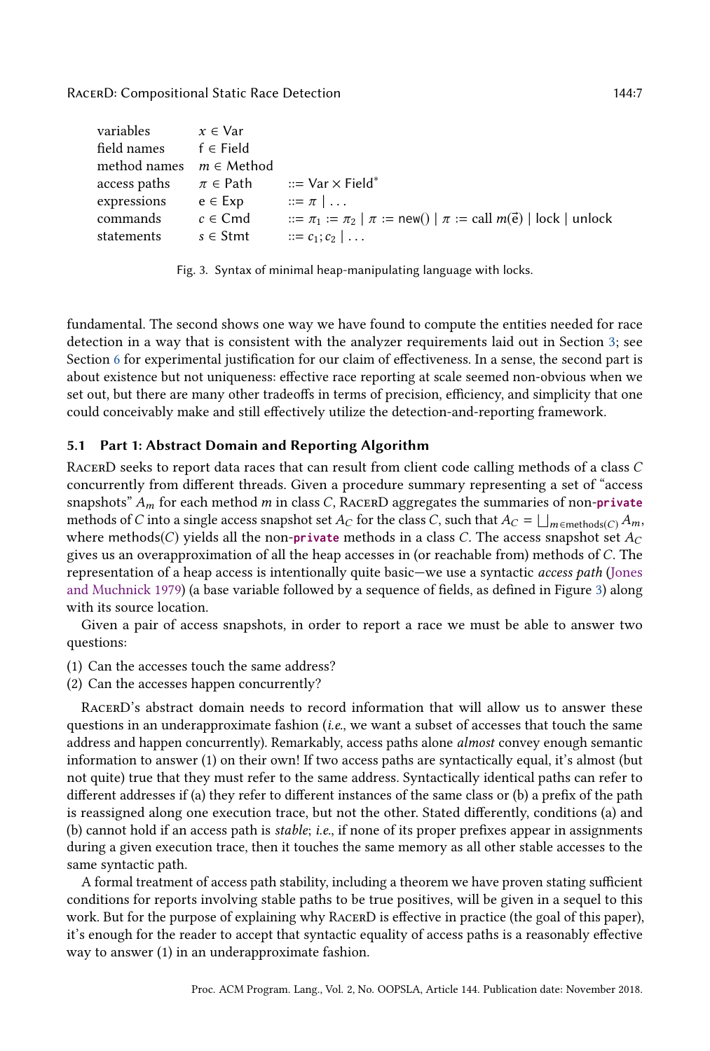| | | |
|---|---|---|
| variables | $x \in \mathsf{Var}$ | |
| field names | $\mathsf{f} \in \mathsf{Field}$ | |
| method names | $m \in \mathsf{Method}$ | |
| access paths | $\pi \in \mathsf{Path}$ | $::= \mathsf{Var} \times \mathsf{Field}^*$ |
| expressions | $\mathsf{e} \in \mathsf{Exp}$ | $::= \pi \mid \ldots$ |
| commands | $c \in \mathsf{Cmd}$ | $::= \pi_1 := \pi_2 \mid \pi := \mathsf{new}() \mid \pi := \mathsf{call}\ m(\vec{\mathsf{e}}) \mid \mathsf{lock} \mid \mathsf{unlock}$ |
| statements | $s \in \mathsf{Stmt}$ | $::= c_1; c_2 \mid \ldots$ |

Fig. 3. Syntax of minimal heap-manipulating language with locks.

fundamental. The second shows one way we have found to compute the entities needed for race detection in a way that is consistent with the analyzer requirements laid out in Section 3; see Section 6 for experimental justification for our claim of effectiveness. In a sense, the second part is about existence but not uniqueness: effective race reporting at scale seemed non-obvious when we set out, but there are many other tradeoffs in terms of precision, efficiency, and simplicity that one could conceivably make and still effectively utilize the detection-and-reporting framework.

### 5.1 Part 1: Abstract Domain and Reporting Algorithm

RacerD seeks to report data races that can result from client code calling methods of a class $C$ concurrently from different threads. Given a procedure summary representing a set of "access snapshots" $A_m$ for each method $m$ in class $C$, RacerD aggregates the summaries of non-**private** methods of $C$ into a single access snapshot set $A_C$ for the class $C$, such that $A_C = \bigsqcup_{m \in \mathsf{methods}(C)} A_m$, where methods$(C)$ yields all the non-**private** methods in a class $C$. The access snapshot set $A_C$ gives us an overapproximation of all the heap accesses in (or reachable from) methods of $C$. The representation of a heap access is intentionally quite basic—we use a syntactic *access path* (Jones and Muchnick 1979) (a base variable followed by a sequence of fields, as defined in Figure 3) along with its source location.

Given a pair of access snapshots, in order to report a race we must be able to answer two questions:

(1) Can the accesses touch the same address?
(2) Can the accesses happen concurrently?

RacerD's abstract domain needs to record information that will allow us to answer these questions in an underapproximate fashion (*i.e.*, we want a subset of accesses that touch the same address and happen concurrently). Remarkably, access paths alone *almost* convey enough semantic information to answer (1) on their own! If two access paths are syntactically equal, it's almost (but not quite) true that they must refer to the same address. Syntactically identical paths can refer to different addresses if (a) they refer to different instances of the same class or (b) a prefix of the path is reassigned along one execution trace, but not the other. Stated differently, conditions (a) and (b) cannot hold if an access path is *stable*; *i.e.*, if none of its proper prefixes appear in assignments during a given execution trace, then it touches the same memory as all other stable accesses to the same syntactic path.

A formal treatment of access path stability, including a theorem we have proven stating sufficient conditions for reports involving stable paths to be true positives, will be given in a sequel to this work. But for the purpose of explaining why RacerD is effective in practice (the goal of this paper), it's enough for the reader to accept that syntactic equality of access paths is a reasonably effective way to answer (1) in an underapproximate fashion.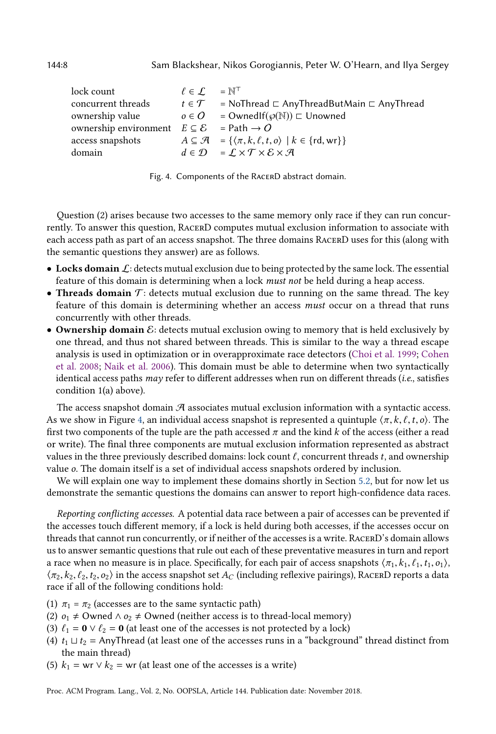| | | |
|---|---|---|
| lock count | $\ell \in \mathcal{L}$ | $= \mathbb{N}^\top$ |
| concurrent threads | $t \in \mathcal{T}$ | $=$ NoThread $\sqsubset$ AnyThreadButMain $\sqsubset$ AnyThread |
| ownership value | $o \in \mathcal{O}$ | $=$ OwnedIf($\wp(\mathbb{N})$) $\sqsubset$ Unowned |
| ownership environment | $E \subseteq \mathcal{E}$ | $=$ Path $\to \mathcal{O}$ |
| access snapshots | $A \subseteq \mathcal{A}$ | $= \{\langle \pi, k, \ell, t, o \rangle \mid k \in \{\text{rd}, \text{wr}\}\}$ |
| domain | $d \in \mathcal{D}$ | $= \mathcal{L} \times \mathcal{T} \times \mathcal{E} \times \mathcal{A}$ |

Fig. 4. Components of the RacerD abstract domain.

Question (2) arises because two accesses to the same memory only race if they can run concurrently. To answer this question, RacerD computes mutual exclusion information to associate with each access path as part of an access snapshot. The three domains RacerD uses for this (along with the semantic questions they answer) are as follows.

- **Locks domain** $\mathcal{L}$: detects mutual exclusion due to being protected by the same lock. The essential feature of this domain is determining when a lock *must not* be held during a heap access.
- **Threads domain** $\mathcal{T}$: detects mutual exclusion due to running on the same thread. The key feature of this domain is determining whether an access *must* occur on a thread that runs concurrently with other threads.
- **Ownership domain** $\mathcal{E}$: detects mutual exclusion owing to memory that is held exclusively by one thread, and thus not shared between threads. This is similar to the way a thread escape analysis is used in optimization or in overapproximate race detectors (Choi et al. 1999; Cohen et al. 2008; Naik et al. 2006). This domain must be able to determine when two syntactically identical access paths *may* refer to different addresses when run on different threads (*i.e.*, satisfies condition 1(a) above).

The access snapshot domain $\mathcal{A}$ associates mutual exclusion information with a syntactic access. As we show in Figure 4, an individual access snapshot is represented a quintuple $\langle \pi, k, \ell, t, o \rangle$. The first two components of the tuple are the path accessed $\pi$ and the kind $k$ of the access (either a read or write). The final three components are mutual exclusion information represented as abstract values in the three previously described domains: lock count $\ell$, concurrent threads $t$, and ownership value $o$. The domain itself is a set of individual access snapshots ordered by inclusion.

We will explain one way to implement these domains shortly in Section 5.2, but for now let us demonstrate the semantic questions the domains can answer to report high-confidence data races.

*Reporting conflicting accesses.* A potential data race between a pair of accesses can be prevented if the accesses touch different memory, if a lock is held during both accesses, if the accesses occur on threads that cannot run concurrently, or if neither of the accesses is a write. RacerD's domain allows us to answer semantic questions that rule out each of these preventative measures in turn and report a race when no measure is in place. Specifically, for each pair of access snapshots $\langle \pi_1, k_1, \ell_1, t_1, o_1 \rangle$, $\langle \pi_2, k_2, \ell_2, t_2, o_2 \rangle$ in the access snapshot set $A_C$ (including reflexive pairings), RacerD reports a data race if all of the following conditions hold:

(1) $\pi_1 = \pi_2$ (accesses are to the same syntactic path)
(2) $o_1 \neq$ Owned $\wedge$ $o_2 \neq$ Owned (neither access is to thread-local memory)
(3) $\ell_1 = \mathbf{0} \vee \ell_2 = \mathbf{0}$ (at least one of the accesses is not protected by a lock)
(4) $t_1 \sqcup t_2 =$ AnyThread (at least one of the accesses runs in a "background" thread distinct from the main thread)
(5) $k_1 = \text{wr} \vee k_2 = \text{wr}$ (at least one of the accesses is a write)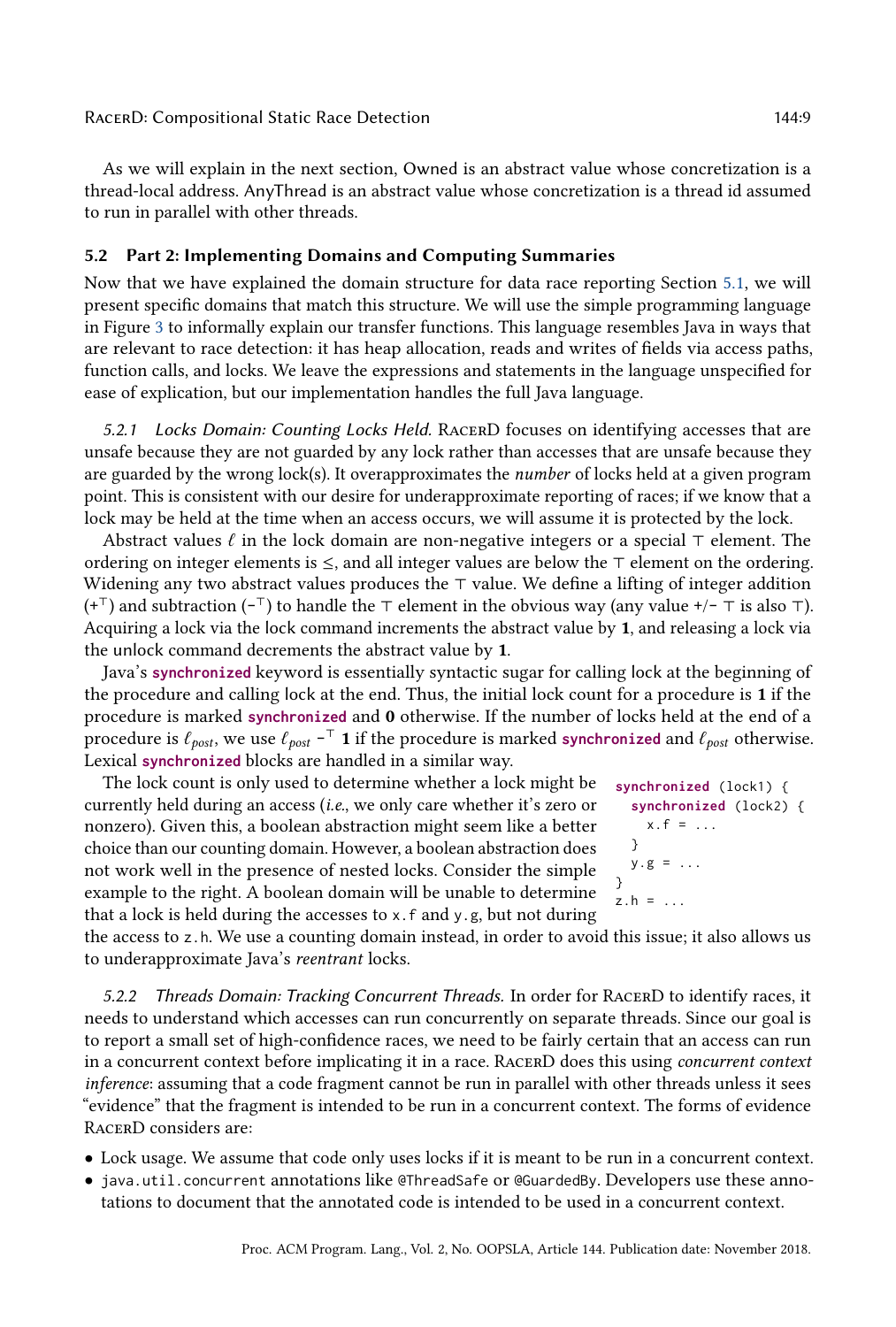As we will explain in the next section, Owned is an abstract value whose concretization is a thread-local address. AnyThread is an abstract value whose concretization is a thread id assumed to run in parallel with other threads.

### 5.2 Part 2: Implementing Domains and Computing Summaries

Now that we have explained the domain structure for data race reporting Section 5.1, we will present specific domains that match this structure. We will use the simple programming language in Figure 3 to informally explain our transfer functions. This language resembles Java in ways that are relevant to race detection: it has heap allocation, reads and writes of fields via access paths, function calls, and locks. We leave the expressions and statements in the language unspecified for ease of explication, but our implementation handles the full Java language.

*5.2.1 Locks Domain: Counting Locks Held.* RacerD focuses on identifying accesses that are unsafe because they are not guarded by any lock rather than accesses that are unsafe because they are guarded by the wrong lock(s). It overapproximates the *number* of locks held at a given program point. This is consistent with our desire for underapproximate reporting of races; if we know that a lock may be held at the time when an access occurs, we will assume it is protected by the lock.

Abstract values $\ell$ in the lock domain are non-negative integers or a special $\top$ element. The ordering on integer elements is $\leq$, and all integer values are below the $\top$ element on the ordering. Widening any two abstract values produces the $\top$ value. We define a lifting of integer addition ($+^{\top}$) and subtraction ($-^{\top}$) to handle the $\top$ element in the obvious way (any value +/- $\top$ is also $\top$). Acquiring a lock via the lock command increments the abstract value by **1**, and releasing a lock via the unlock command decrements the abstract value by **1**.

Java's **synchronized** keyword is essentially syntactic sugar for calling lock at the beginning of the procedure and calling lock at the end. Thus, the initial lock count for a procedure is **1** if the procedure is marked **synchronized** and **0** otherwise. If the number of locks held at the end of a procedure is $\ell_{post}$, we use $\ell_{post} -^{\top} \mathbf{1}$ if the procedure is marked **synchronized** and $\ell_{post}$ otherwise. Lexical **synchronized** blocks are handled in a similar way.

The lock count is only used to determine whether a lock might be currently held during an access (*i.e.*, we only care whether it's zero or nonzero). Given this, a boolean abstraction might seem like a better choice than our counting domain. However, a boolean abstraction does not work well in the presence of nested locks. Consider the simple example to the right. A boolean domain will be unable to determine that a lock is held during the accesses to `x.f` and `y.g`, but not during the access to `z.h`. We use a counting domain instead, in order to avoid this issue; it also allows us to underapproximate Java's *reentrant* locks.

```
synchronized (lock1) {
  synchronized (lock2) {
    x.f = ...
  }
  y.g = ...
}
z.h = ...
```

*5.2.2 Threads Domain: Tracking Concurrent Threads.* In order for RacerD to identify races, it needs to understand which accesses can run concurrently on separate threads. Since our goal is to report a small set of high-confidence races, we need to be fairly certain that an access can run in a concurrent context before implicating it in a race. RacerD does this using *concurrent context inference*: assuming that a code fragment cannot be run in parallel with other threads unless it sees "evidence" that the fragment is intended to be run in a concurrent context. The forms of evidence RacerD considers are:

- Lock usage. We assume that code only uses locks if it is meant to be run in a concurrent context.
- `java.util.concurrent` annotations like `@ThreadSafe` or `@GuardedBy`. Developers use these annotations to document that the annotated code is intended to be used in a concurrent context.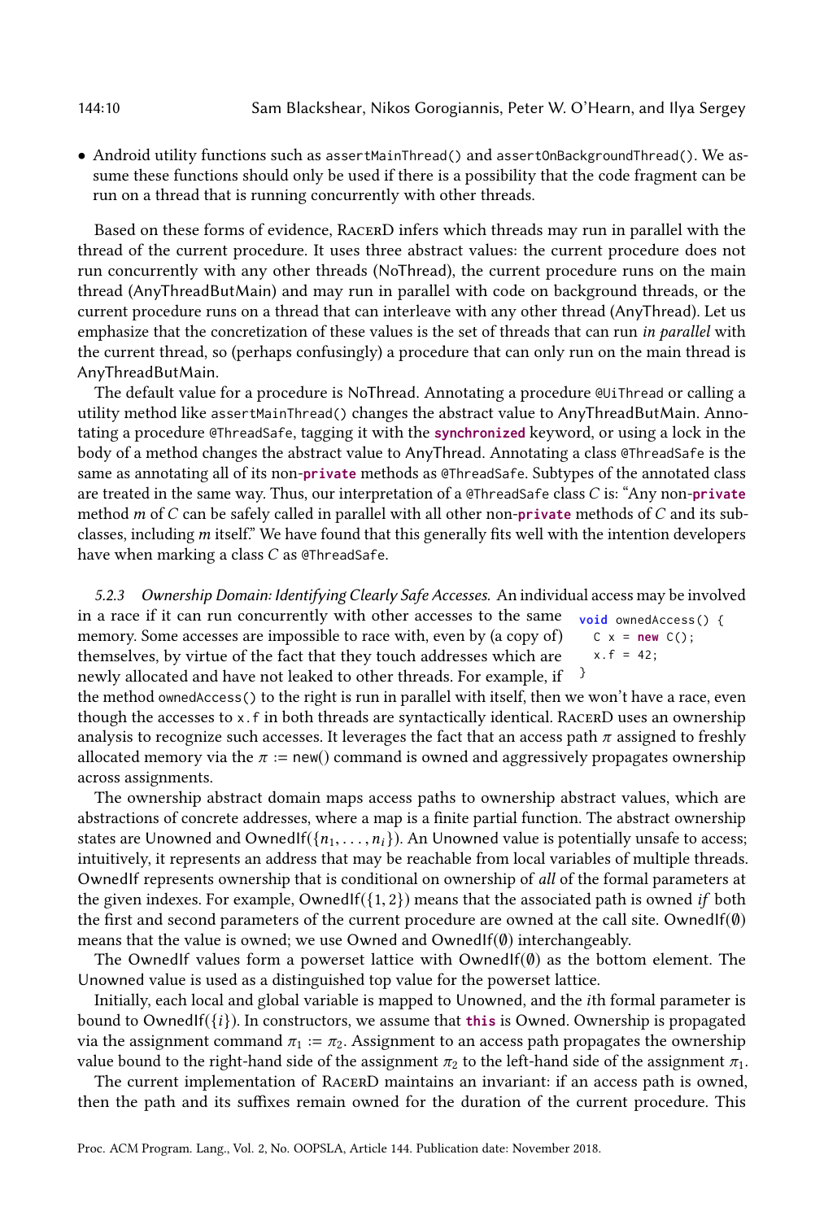- Android utility functions such as `assertMainThread()` and `assertOnBackgroundThread()`. We assume these functions should only be used if there is a possibility that the code fragment can be run on a thread that is running concurrently with other threads.

Based on these forms of evidence, RacerD infers which threads may run in parallel with the thread of the current procedure. It uses three abstract values: the current procedure does not run concurrently with any other threads (NoThread), the current procedure runs on the main thread (AnyThreadButMain) and may run in parallel with code on background threads, or the current procedure runs on a thread that can interleave with any other thread (AnyThread). Let us emphasize that the concretization of these values is the set of threads that can run *in parallel* with the current thread, so (perhaps confusingly) a procedure that can only run on the main thread is AnyThreadButMain.

The default value for a procedure is NoThread. Annotating a procedure `@UiThread` or calling a utility method like `assertMainThread()` changes the abstract value to AnyThreadButMain. Annotating a procedure `@ThreadSafe`, tagging it with the **synchronized** keyword, or using a lock in the body of a method changes the abstract value to AnyThread. Annotating a class `@ThreadSafe` is the same as annotating all of its non-**private** methods as `@ThreadSafe`. Subtypes of the annotated class are treated in the same way. Thus, our interpretation of a `@ThreadSafe` class $C$ is: "Any non-**private** method $m$ of $C$ can be safely called in parallel with all other non-**private** methods of $C$ and its subclasses, including $m$ itself." We have found that this generally fits well with the intention developers have when marking a class $C$ as `@ThreadSafe`.

*5.2.3 Ownership Domain: Identifying Clearly Safe Accesses.* An individual access may be involved in a race if it can run concurrently with other accesses to the same memory. Some accesses are impossible to race with, even by (a copy of) themselves, by virtue of the fact that they touch addresses which are newly allocated and have not leaked to other threads. For example, if the method `ownedAccess()` to the right is run in parallel with itself, then we won't have a race, even though the accesses to `x.f` in both threads are syntactically identical. RacerD uses an ownership analysis to recognize such accesses. It leverages the fact that an access path $\pi$ assigned to freshly allocated memory via the $\pi := \mathsf{new}()$ command is owned and aggressively propagates ownership across assignments.

```
void ownedAccess() {
  C x = new C();
  x.f = 42;
}
```

The ownership abstract domain maps access paths to ownership abstract values, which are abstractions of concrete addresses, where a map is a finite partial function. The abstract ownership states are Unowned and OwnedIf$(\{n_1, \ldots, n_i\})$. An Unowned value is potentially unsafe to access; intuitively, it represents an address that may be reachable from local variables of multiple threads. OwnedIf represents ownership that is conditional on ownership of *all* of the formal parameters at the given indexes. For example, OwnedIf$(\{1, 2\})$ means that the associated path is owned *if* both the first and second parameters of the current procedure are owned at the call site. OwnedIf$(\emptyset)$ means that the value is owned; we use Owned and OwnedIf$(\emptyset)$ interchangeably.

The OwnedIf values form a powerset lattice with OwnedIf$(\emptyset)$ as the bottom element. The Unowned value is used as a distinguished top value for the powerset lattice.

Initially, each local and global variable is mapped to Unowned, and the $i$th formal parameter is bound to OwnedIf$(\{i\})$. In constructors, we assume that **this** is Owned. Ownership is propagated via the assignment command $\pi_1 := \pi_2$. Assignment to an access path propagates the ownership value bound to the right-hand side of the assignment $\pi_2$ to the left-hand side of the assignment $\pi_1$.

The current implementation of RacerD maintains an invariant: if an access path is owned, then the path and its suffixes remain owned for the duration of the current procedure. This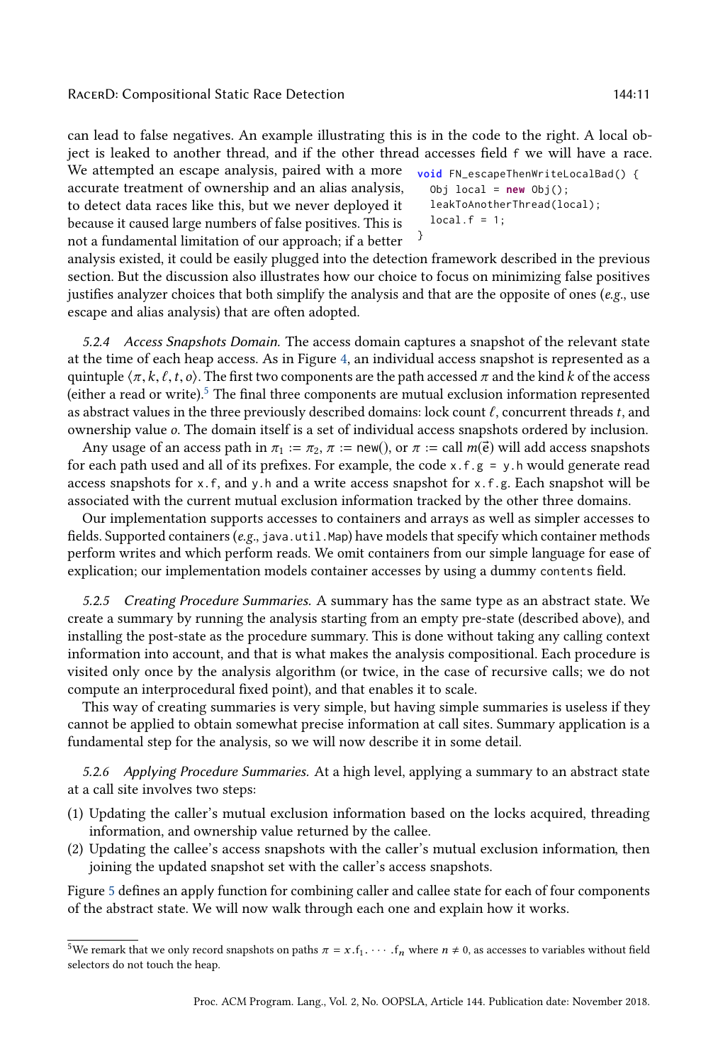can lead to false negatives. An example illustrating this is in the code to the right. A local object is leaked to another thread, and if the other thread accesses field `f` we will have a race. We attempted an escape analysis, paired with a more accurate treatment of ownership and an alias analysis, to detect data races like this, but we never deployed it because it caused large numbers of false positives. This is not a fundamental limitation of our approach; if a better analysis existed, it could be easily plugged into the detection framework described in the previous section. But the discussion also illustrates how our choice to focus on minimizing false positives justifies analyzer choices that both simplify the analysis and that are the opposite of ones (*e.g.*, use escape and alias analysis) that are often adopted.

```
void FN_escapeThenWriteLocalBad() {
  Obj local = new Obj();
  leakToAnotherThread(local);
  local.f = 1;
}
```

*5.2.4 Access Snapshots Domain.* The access domain captures a snapshot of the relevant state at the time of each heap access. As in Figure 4, an individual access snapshot is represented as a quintuple $\langle \pi, k, \ell, t, o \rangle$. The first two components are the path accessed $\pi$ and the kind $k$ of the access (either a read or write).[5] The final three components are mutual exclusion information represented as abstract values in the three previously described domains: lock count $\ell$, concurrent threads $t$, and ownership value $o$. The domain itself is a set of individual access snapshots ordered by inclusion.

Any usage of an access path in $\pi_1 := \pi_2$, $\pi :=$ new(), or $\pi :=$ call $m(\vec{e})$ will add access snapshots for each path used and all of its prefixes. For example, the code `x.f.g = y.h` would generate read access snapshots for `x.f`, and `y.h` and a write access snapshot for `x.f.g`. Each snapshot will be associated with the current mutual exclusion information tracked by the other three domains.

Our implementation supports accesses to containers and arrays as well as simpler accesses to fields. Supported containers (*e.g.*, `java.util.Map`) have models that specify which container methods perform writes and which perform reads. We omit containers from our simple language for ease of explication; our implementation models container accesses by using a dummy `contents` field.

*5.2.5 Creating Procedure Summaries.* A summary has the same type as an abstract state. We create a summary by running the analysis starting from an empty pre-state (described above), and installing the post-state as the procedure summary. This is done without taking any calling context information into account, and that is what makes the analysis compositional. Each procedure is visited only once by the analysis algorithm (or twice, in the case of recursive calls; we do not compute an interprocedural fixed point), and that enables it to scale.

This way of creating summaries is very simple, but having simple summaries is useless if they cannot be applied to obtain somewhat precise information at call sites. Summary application is a fundamental step for the analysis, so we will now describe it in some detail.

*5.2.6 Applying Procedure Summaries.* At a high level, applying a summary to an abstract state at a call site involves two steps:

(1) Updating the caller's mutual exclusion information based on the locks acquired, threading information, and ownership value returned by the callee.
(2) Updating the callee's access snapshots with the caller's mutual exclusion information, then joining the updated snapshot set with the caller's access snapshots.

Figure 5 defines an apply function for combining caller and callee state for each of four components of the abstract state. We will now walk through each one and explain how it works.

[5] We remark that we only record snapshots on paths $\pi = x.\mathsf{f}_1.\cdots.\mathsf{f}_n$ where $n \neq 0$, as accesses to variables without field selectors do not touch the heap.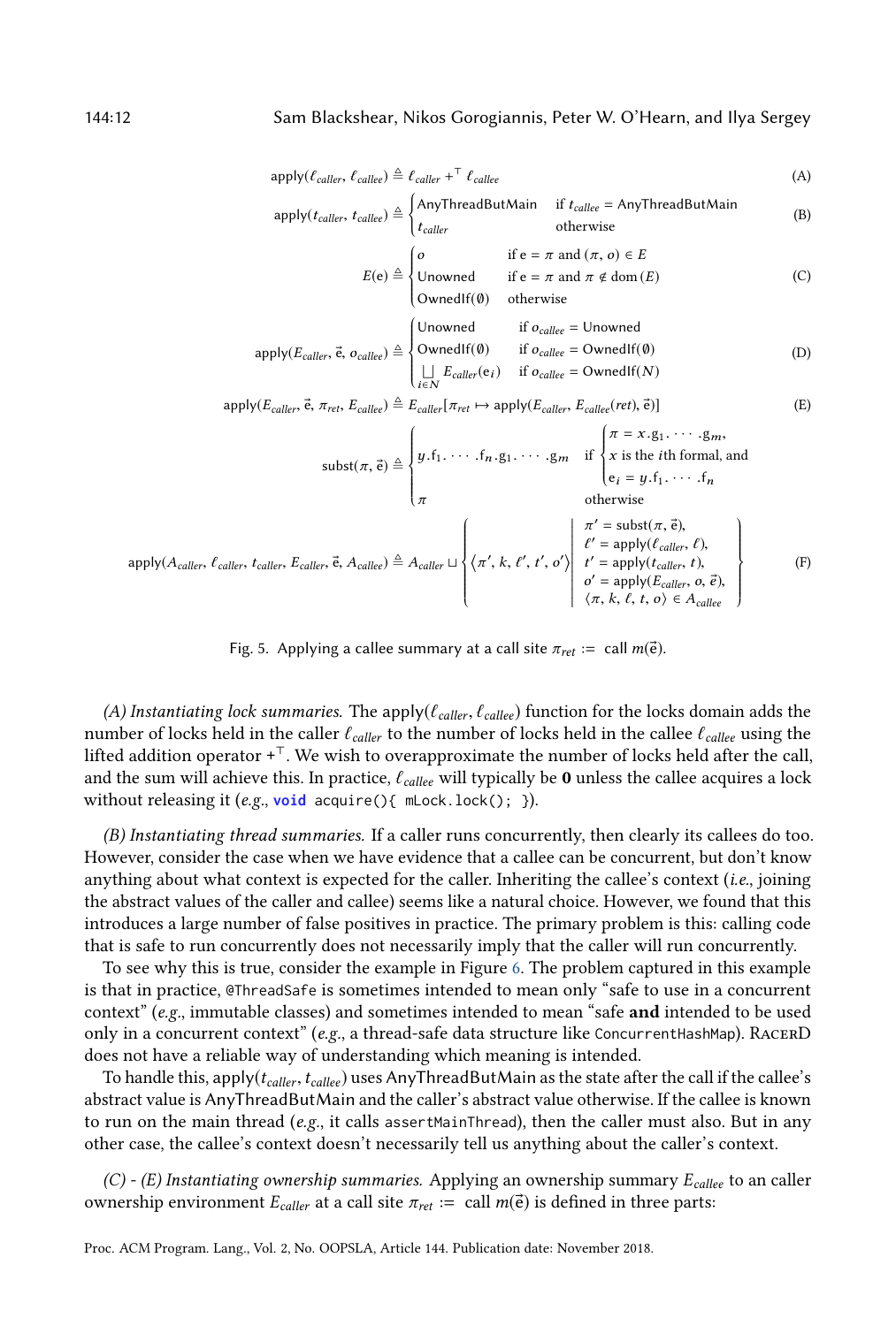$$\mathsf{apply}(\ell_{caller}, \ell_{callee}) \triangleq \ell_{caller} +^{\top} \ell_{callee} \tag{A}$$

$$\mathsf{apply}(t_{caller}, t_{callee}) \triangleq \begin{cases} \mathsf{AnyThreadButMain} & \text{if } t_{callee} = \mathsf{AnyThreadButMain} \\ t_{caller} & \text{otherwise} \end{cases} \tag{B}$$

$$E(\mathrm{e}) \triangleq \begin{cases} o & \text{if } \mathrm{e} = \pi \text{ and } (\pi, o) \in E \\ \mathsf{Unowned} & \text{if } \mathrm{e} = \pi \text{ and } \pi \notin \mathrm{dom}\,(E) \\ \mathsf{OwnedIf}(\emptyset) & \text{otherwise} \end{cases} \tag{C}$$

$$\mathsf{apply}(E_{caller}, \vec{\mathrm{e}}, o_{callee}) \triangleq \begin{cases} \mathsf{Unowned} & \text{if } o_{callee} = \mathsf{Unowned} \\ \mathsf{OwnedIf}(\emptyset) & \text{if } o_{callee} = \mathsf{OwnedIf}(\emptyset) \\ \bigsqcup_{i \in N} E_{caller}(\mathrm{e}_i) & \text{if } o_{callee} = \mathsf{OwnedIf}(N) \end{cases} \tag{D}$$

$$\mathsf{apply}(E_{caller}, \vec{\mathrm{e}}, \pi_{ret}, E_{callee}) \triangleq E_{caller}[\pi_{ret} \mapsto \mathsf{apply}(E_{caller}, E_{callee}(ret), \vec{\mathrm{e}})] \tag{E}$$

$$\mathsf{subst}(\pi, \vec{\mathrm{e}}) \triangleq \begin{cases} y.\mathrm{f}_1.\cdots.\mathrm{f}_n.\mathrm{g}_1.\cdots.\mathrm{g}_m & \text{if } \begin{cases} \pi = x.\mathrm{g}_1.\cdots.\mathrm{g}_m, \\ x \text{ is the } i\text{th formal, and} \\ \mathrm{e}_i = y.\mathrm{f}_1.\cdots.\mathrm{f}_n \end{cases} \\ \pi & \text{otherwise} \end{cases}$$

$$\mathsf{apply}(A_{caller}, \ell_{caller}, t_{caller}, E_{caller}, \vec{\mathrm{e}}, A_{callee}) \triangleq A_{caller} \sqcup \left\{ \langle \pi', k, \ell', t', o' \rangle \;\middle|\; \begin{array}{l} \pi' = \mathsf{subst}(\pi, \vec{\mathrm{e}}), \\ \ell' = \mathsf{apply}(\ell_{caller}, \ell), \\ t' = \mathsf{apply}(t_{caller}, t), \\ o' = \mathsf{apply}(E_{caller}, o, \vec{e}), \\ \langle \pi, k, \ell, t, o \rangle \in A_{callee} \end{array} \right\} \tag{F}$$

Fig. 5. Applying a callee summary at a call site $\pi_{ret}$ := call $m(\vec{\mathrm{e}})$.

*(A) Instantiating lock summaries.* The $\mathsf{apply}(\ell_{caller}, \ell_{callee})$ function for the locks domain adds the number of locks held in the caller $\ell_{caller}$ to the number of locks held in the callee $\ell_{callee}$ using the lifted addition operator $+^{\top}$. We wish to overapproximate the number of locks held after the call, and the sum will achieve this. In practice, $\ell_{callee}$ will typically be $\mathbf{0}$ unless the callee acquires a lock without releasing it (*e.g.*, `void acquire(){ mLock.lock(); }`).

*(B) Instantiating thread summaries.* If a caller runs concurrently, then clearly its callees do too. However, consider the case when we have evidence that a callee can be concurrent, but don't know anything about what context is expected for the caller. Inheriting the callee's context (*i.e.*, joining the abstract values of the caller and callee) seems like a natural choice. However, we found that this introduces a large number of false positives in practice. The primary problem is this: calling code that is safe to run concurrently does not necessarily imply that the caller will run concurrently.

To see why this is true, consider the example in Figure 6. The problem captured in this example is that in practice, `@ThreadSafe` is sometimes intended to mean only "safe to use in a concurrent context" (*e.g.*, immutable classes) and sometimes intended to mean "safe **and** intended to be used only in a concurrent context" (*e.g.*, a thread-safe data structure like `ConcurrentHashMap`). RacerD does not have a reliable way of understanding which meaning is intended.

To handle this, $\mathsf{apply}(t_{caller}, t_{callee})$ uses AnyThreadButMain as the state after the call if the callee's abstract value is AnyThreadButMain and the caller's abstract value otherwise. If the callee is known to run on the main thread (*e.g.*, it calls `assertMainThread`), then the caller must also. But in any other case, the callee's context doesn't necessarily tell us anything about the caller's context.

*(C) - (E) Instantiating ownership summaries.* Applying an ownership summary $E_{callee}$ to an caller ownership environment $E_{caller}$ at a call site $\pi_{ret}$ := call $m(\vec{\mathrm{e}})$ is defined in three parts: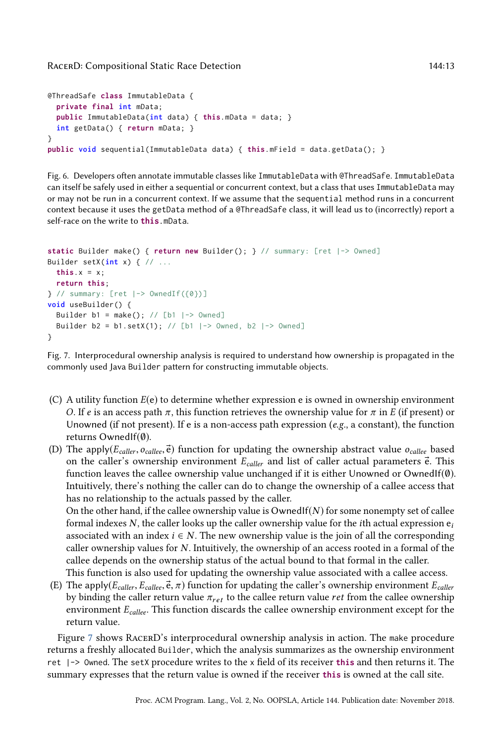```java
@ThreadSafe class ImmutableData {
  private final int mData;
  public ImmutableData(int data) { this.mData = data; }
  int getData() { return mData; }
}
public void sequential(ImmutableData data) { this.mField = data.getData(); }
```

Fig. 6. Developers often annotate immutable classes like `ImmutableData` with `@ThreadSafe`. `ImmutableData` can itself be safely used in either a sequential or concurrent context, but a class that uses `ImmutableData` may or may not be run in a concurrent context. If we assume that the `sequential` method runs in a concurrent context because it uses the `getData` method of a `@ThreadSafe` class, it will lead us to (incorrectly) report a self-race on the write to **`this`**`.mData`.

```java
static Builder make() { return new Builder(); } // summary: [ret |-> Owned]
Builder setX(int x) { // ...
  this.x = x;
  return this;
} // summary: [ret |-> OwnedIf({0})]
void useBuilder() {
  Builder b1 = make(); // [b1 |-> Owned]
  Builder b2 = b1.setX(1); // [b1 |-> Owned, b2 |-> Owned]
}
```

Fig. 7. Interprocedural ownership analysis is required to understand how ownership is propagated in the commonly used Java `Builder` pattern for constructing immutable objects.

(C) A utility function $E(\mathrm{e})$ to determine whether expression e is owned in ownership environment $O$. If $e$ is an access path $\pi$, this function retrieves the ownership value for $\pi$ in $E$ (if present) or Unowned (if not present). If e is a non-access path expression (*e.g.*, a constant), the function returns $\mathsf{OwnedIf}(\emptyset)$.

(D) The $\mathsf{apply}(E_{caller}, o_{callee}, \vec{\mathrm{e}})$ function for updating the ownership abstract value $o_{callee}$ based on the caller's ownership environment $E_{caller}$ and list of caller actual parameters $\vec{\mathrm{e}}$. This function leaves the callee ownership value unchanged if it is either Unowned or $\mathsf{OwnedIf}(\emptyset)$. Intuitively, there's nothing the caller can do to change the ownership of a callee access that has no relationship to the actuals passed by the caller.
On the other hand, if the callee ownership value is $\mathsf{OwnedIf}(N)$ for some nonempty set of callee formal indexes $N$, the caller looks up the caller ownership value for the $i$th actual expression $\mathrm{e}_i$ associated with an index $i \in N$. The new ownership value is the join of all the corresponding caller ownership values for $N$. Intuitively, the ownership of an access rooted in a formal of the callee depends on the ownership status of the actual bound to that formal in the caller.
This function is also used for updating the ownership value associated with a callee access.

(E) The $\mathsf{apply}(E_{caller}, E_{callee}, \vec{\mathrm{e}}, \pi)$ function for updating the caller's ownership environment $E_{caller}$ by binding the caller return value $\pi_{ret}$ to the callee return value $ret$ from the callee ownership environment $E_{callee}$. This function discards the callee ownership environment except for the return value.

Figure 7 shows RacerD's interprocedural ownership analysis in action. The `make` procedure returns a freshly allocated `Builder`, which the analysis summarizes as the ownership environment `ret |-> Owned`. The `setX` procedure writes to the `x` field of its receiver **`this`** and then returns it. The summary expresses that the return value is owned if the receiver **`this`** is owned at the call site.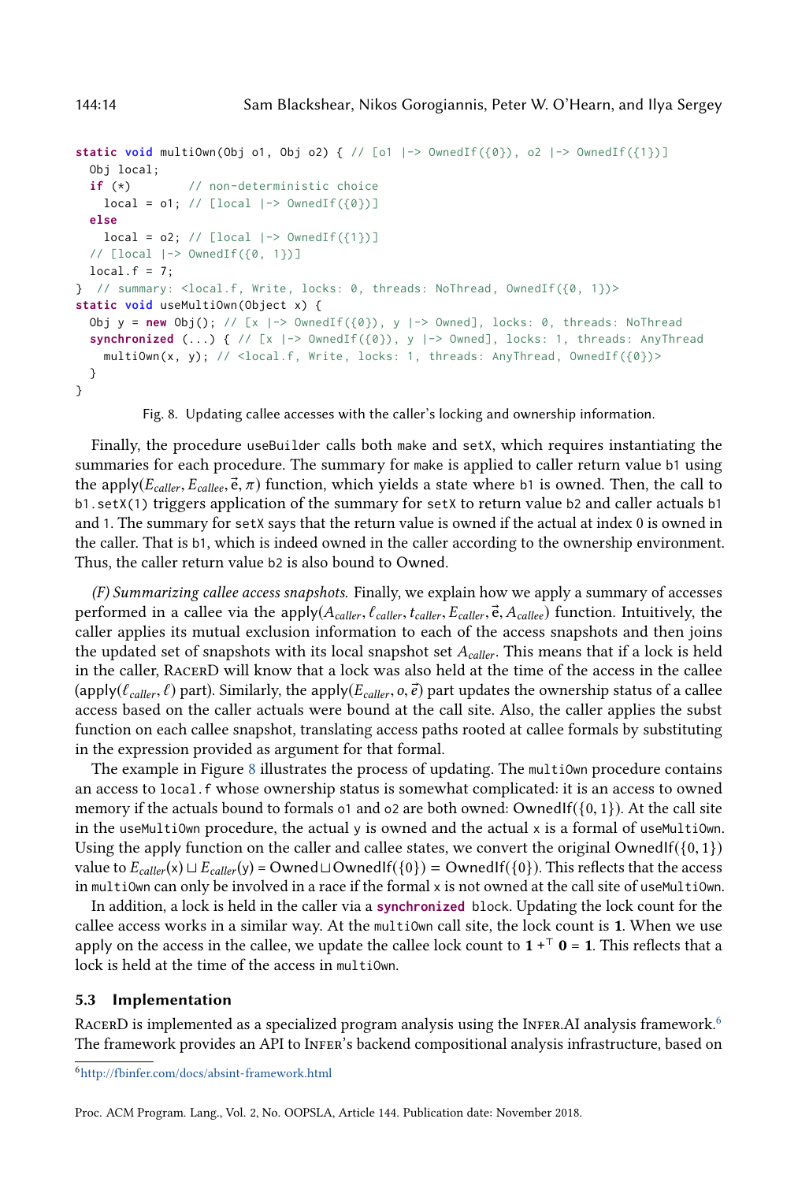```
static void multiOwn(Obj o1, Obj o2) { // [o1 |-> OwnedIf({0}), o2 |-> OwnedIf({1})]
  Obj local;
  if (*)        // non-deterministic choice
    local = o1; // [local |-> OwnedIf({0})]
  else
    local = o2; // [local |-> OwnedIf({1})]
  // [local |-> OwnedIf({0, 1})]
  local.f = 7;
} // summary: <local.f, Write, locks: 0, threads: NoThread, OwnedIf({0, 1})>
static void useMultiOwn(Object x) {
  Obj y = new Obj(); // [x |-> OwnedIf({0}), y |-> Owned], locks: 0, threads: NoThread
  synchronized (...) { // [x |-> OwnedIf({0}), y |-> Owned], locks: 1, threads: AnyThread
    multiOwn(x, y); // <local.f, Write, locks: 1, threads: AnyThread, OwnedIf({0})>
  }
}
```

Fig. 8. Updating callee accesses with the caller's locking and ownership information.

Finally, the procedure `useBuilder` calls both `make` and `setX`, which requires instantiating the summaries for each procedure. The summary for `make` is applied to caller return value `b1` using the $\mathrm{apply}(E_{caller}, E_{callee}, \vec{e}, \pi)$ function, which yields a state where `b1` is owned. Then, the call to `b1.setX(1)` triggers application of the summary for `setX` to return value `b2` and caller actuals `b1` and `1`. The summary for `setX` says that the return value is owned if the actual at index `0` is owned in the caller. That is `b1`, which is indeed owned in the caller according to the ownership environment. Thus, the caller return value `b2` is also bound to Owned.

*(F) Summarizing callee access snapshots.* Finally, we explain how we apply a summary of accesses performed in a callee via the $\mathrm{apply}(A_{caller}, \ell_{caller}, t_{caller}, E_{caller}, \vec{e}, A_{callee})$ function. Intuitively, the caller applies its mutual exclusion information to each of the access snapshots and then joins the updated set of snapshots with its local snapshot set $A_{caller}$. This means that if a lock is held in the caller, RacerD will know that a lock was also held at the time of the access in the callee ($\mathrm{apply}(\ell_{caller}, \ell)$ part). Similarly, the $\mathrm{apply}(E_{caller}, o, \vec{e})$ part updates the ownership status of a callee access based on the caller actuals were bound at the call site. Also, the caller applies the subst function on each callee snapshot, translating access paths rooted at callee formals by substituting in the expression provided as argument for that formal.

The example in Figure 8 illustrates the process of updating. The `multiOwn` procedure contains an access to `local.f` whose ownership status is somewhat complicated: it is an access to owned memory if the actuals bound to formals `o1` and `o2` are both owned: $\mathrm{OwnedIf}(\{0, 1\})$. At the call site in the `useMultiOwn` procedure, the actual `y` is owned and the actual `x` is a formal of `useMultiOwn`. Using the apply function on the caller and callee states, we convert the original $\mathrm{OwnedIf}(\{0, 1\})$ value to $E_{caller}(\mathsf{x}) \sqcup E_{caller}(\mathsf{y}) = \mathrm{Owned} \sqcup \mathrm{OwnedIf}(\{0\}) = \mathrm{OwnedIf}(\{0\})$. This reflects that the access in `multiOwn` can only be involved in a race if the formal `x` is not owned at the call site of `useMultiOwn`.

In addition, a lock is held in the caller via a **`synchronized`** block. Updating the lock count for the callee access works in a similar way. At the `multiOwn` call site, the lock count is $\mathbf{1}$. When we use apply on the access in the callee, we update the callee lock count to $\mathbf{1} +^{\top} \mathbf{0} = \mathbf{1}$. This reflects that a lock is held at the time of the access in `multiOwn`.

### 5.3 Implementation

RacerD is implemented as a specialized program analysis using the Infer.AI analysis framework.[6] The framework provides an API to Infer's backend compositional analysis infrastructure, based on

[6] http://fbinfer.com/docs/absint-framework.html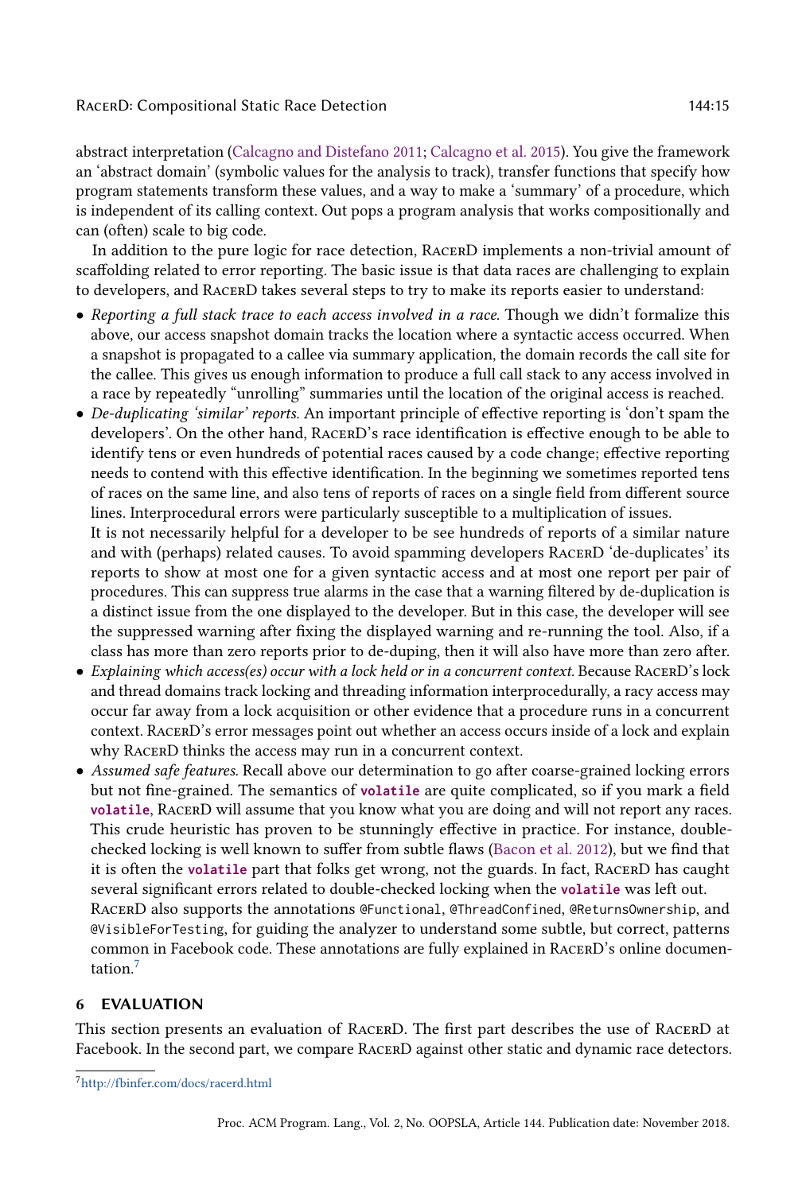abstract interpretation (Calcagno and Distefano 2011; Calcagno et al. 2015). You give the framework an 'abstract domain' (symbolic values for the analysis to track), transfer functions that specify how program statements transform these values, and a way to make a 'summary' of a procedure, which is independent of its calling context. Out pops a program analysis that works compositionally and can (often) scale to big code.

In addition to the pure logic for race detection, RacerD implements a non-trivial amount of scaffolding related to error reporting. The basic issue is that data races are challenging to explain to developers, and RacerD takes several steps to try to make its reports easier to understand:

- *Reporting a full stack trace to each access involved in a race.* Though we didn't formalize this above, our access snapshot domain tracks the location where a syntactic access occurred. When a snapshot is propagated to a callee via summary application, the domain records the call site for the callee. This gives us enough information to produce a full call stack to any access involved in a race by repeatedly "unrolling" summaries until the location of the original access is reached.
- *De-duplicating 'similar' reports.* An important principle of effective reporting is 'don't spam the developers'. On the other hand, RacerD's race identification is effective enough to be able to identify tens or even hundreds of potential races caused by a code change; effective reporting needs to contend with this effective identification. In the beginning we sometimes reported tens of races on the same line, and also tens of reports of races on a single field from different source lines. Interprocedural errors were particularly susceptible to a multiplication of issues.

  It is not necessarily helpful for a developer to be see hundreds of reports of a similar nature and with (perhaps) related causes. To avoid spamming developers RacerD 'de-duplicates' its reports to show at most one for a given syntactic access and at most one report per pair of procedures. This can suppress true alarms in the case that a warning filtered by de-duplication is a distinct issue from the one displayed to the developer. But in this case, the developer will see the suppressed warning after fixing the displayed warning and re-running the tool. Also, if a class has more than zero reports prior to de-duping, then it will also have more than zero after.
- *Explaining which access(es) occur with a lock held or in a concurrent context.* Because RacerD's lock and thread domains track locking and threading information interprocedurally, a racy access may occur far away from a lock acquisition or other evidence that a procedure runs in a concurrent context. RacerD's error messages point out whether an access occurs inside of a lock and explain why RacerD thinks the access may run in a concurrent context.
- *Assumed safe features.* Recall above our determination to go after coarse-grained locking errors but not fine-grained. The semantics of **`volatile`** are quite complicated, so if you mark a field **`volatile`**, RacerD will assume that you know what you are doing and will not report any races. This crude heuristic has proven to be stunningly effective in practice. For instance, double-checked locking is well known to suffer from subtle flaws (Bacon et al. 2012), but we find that it is often the **`volatile`** part that folks get wrong, not the guards. In fact, RacerD has caught several significant errors related to double-checked locking when the **`volatile`** was left out.

  RacerD also supports the annotations `@Functional`, `@ThreadConfined`, `@ReturnsOwnership`, and `@VisibleForTesting`, for guiding the analyzer to understand some subtle, but correct, patterns common in Facebook code. These annotations are fully explained in RacerD's online documentation.[7]

## 6 EVALUATION

This section presents an evaluation of RacerD. The first part describes the use of RacerD at Facebook. In the second part, we compare RacerD against other static and dynamic race detectors.

[7] http://fbinfer.com/docs/racerd.html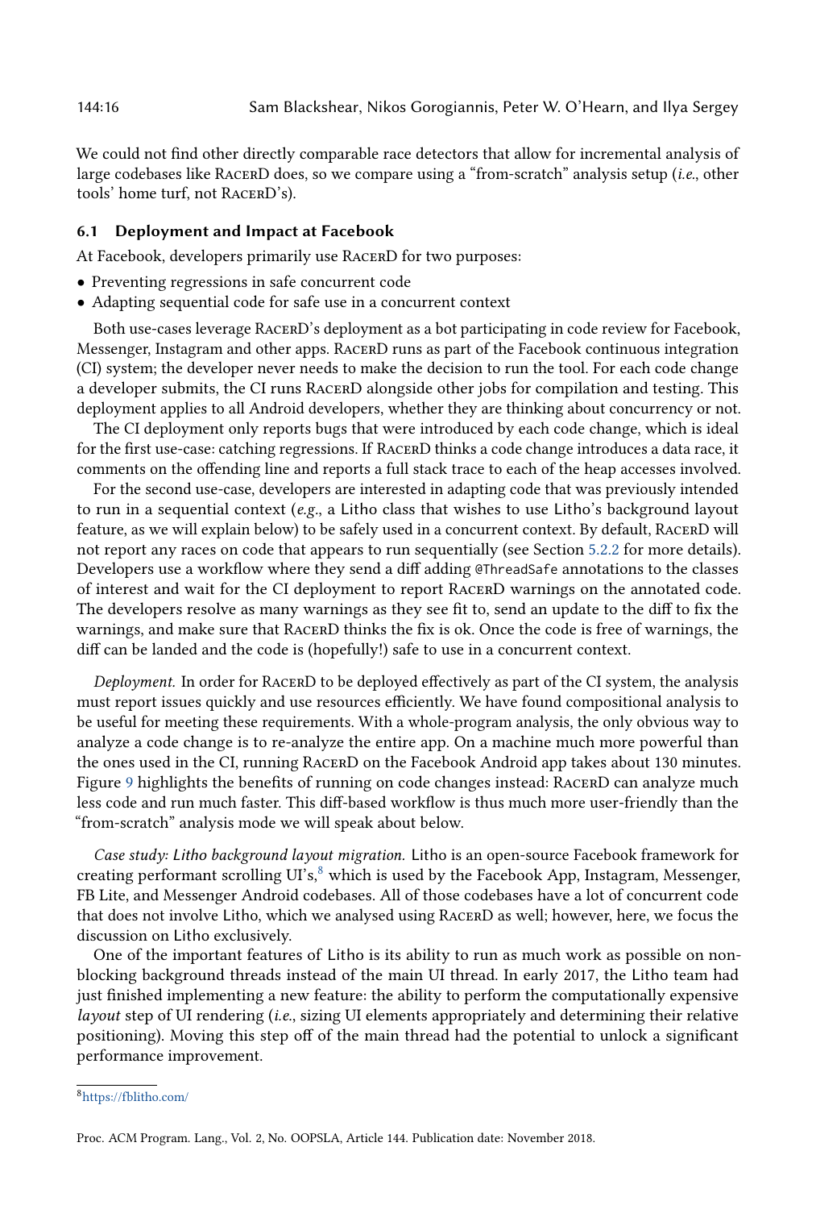We could not find other directly comparable race detectors that allow for incremental analysis of large codebases like RacerD does, so we compare using a "from-scratch" analysis setup (*i.e.*, other tools' home turf, not RacerD's).

### 6.1 Deployment and Impact at Facebook

At Facebook, developers primarily use RacerD for two purposes:

- Preventing regressions in safe concurrent code
- Adapting sequential code for safe use in a concurrent context

Both use-cases leverage RacerD's deployment as a bot participating in code review for Facebook, Messenger, Instagram and other apps. RacerD runs as part of the Facebook continuous integration (CI) system; the developer never needs to make the decision to run the tool. For each code change a developer submits, the CI runs RacerD alongside other jobs for compilation and testing. This deployment applies to all Android developers, whether they are thinking about concurrency or not.

The CI deployment only reports bugs that were introduced by each code change, which is ideal for the first use-case: catching regressions. If RacerD thinks a code change introduces a data race, it comments on the offending line and reports a full stack trace to each of the heap accesses involved.

For the second use-case, developers are interested in adapting code that was previously intended to run in a sequential context (*e.g.*, a Litho class that wishes to use Litho's background layout feature, as we will explain below) to be safely used in a concurrent context. By default, RacerD will not report any races on code that appears to run sequentially (see Section 5.2.2 for more details). Developers use a workflow where they send a diff adding `@ThreadSafe` annotations to the classes of interest and wait for the CI deployment to report RacerD warnings on the annotated code. The developers resolve as many warnings as they see fit to, send an update to the diff to fix the warnings, and make sure that RacerD thinks the fix is ok. Once the code is free of warnings, the diff can be landed and the code is (hopefully!) safe to use in a concurrent context.

*Deployment.* In order for RacerD to be deployed effectively as part of the CI system, the analysis must report issues quickly and use resources efficiently. We have found compositional analysis to be useful for meeting these requirements. With a whole-program analysis, the only obvious way to analyze a code change is to re-analyze the entire app. On a machine much more powerful than the ones used in the CI, running RacerD on the Facebook Android app takes about 130 minutes. Figure 9 highlights the benefits of running on code changes instead: RacerD can analyze much less code and run much faster. This diff-based workflow is thus much more user-friendly than the "from-scratch" analysis mode we will speak about below.

*Case study: Litho background layout migration.* Litho is an open-source Facebook framework for creating performant scrolling UI's,[8] which is used by the Facebook App, Instagram, Messenger, FB Lite, and Messenger Android codebases. All of those codebases have a lot of concurrent code that does not involve Litho, which we analysed using RacerD as well; however, here, we focus the discussion on Litho exclusively.

One of the important features of Litho is its ability to run as much work as possible on non-blocking background threads instead of the main UI thread. In early 2017, the Litho team had just finished implementing a new feature: the ability to perform the computationally expensive *layout* step of UI rendering (*i.e.*, sizing UI elements appropriately and determining their relative positioning). Moving this step off of the main thread had the potential to unlock a significant performance improvement.

[8] https://fblitho.com/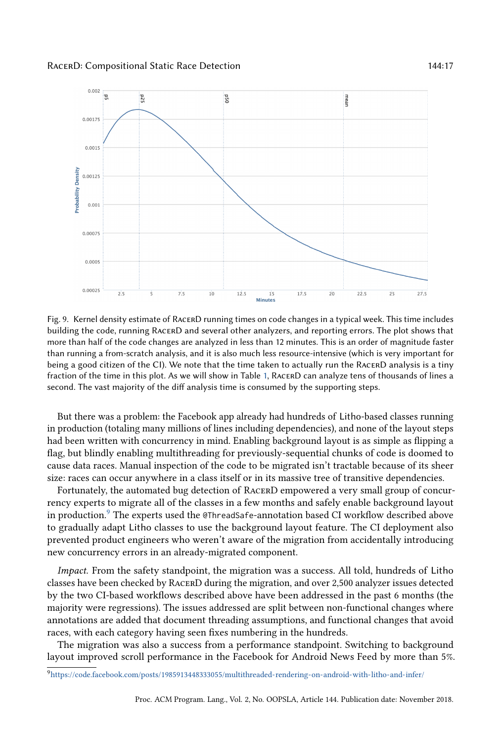0.002

0.00175

0.0015

0.00125

0.001

0.00075

0.0005

0.00025

Probability Density

p5

p25

p50

mean

2.5 5 7.5 10 12.5 15 17.5 20 22.5 25 27.5

Minutes

Fig. 9. Kernel density estimate of RacerD running times on code changes in a typical week. This time includes building the code, running RacerD and several other analyzers, and reporting errors. The plot shows that more than half of the code changes are analyzed in less than 12 minutes. This is an order of magnitude faster than running a from-scratch analysis, and it is also much less resource-intensive (which is very important for being a good citizen of the CI). We note that the time taken to actually run the RacerD analysis is a tiny fraction of the time in this plot. As we will show in Table 1, RacerD can analyze tens of thousands of lines a second. The vast majority of the diff analysis time is consumed by the supporting steps.

But there was a problem: the Facebook app already had hundreds of Litho-based classes running in production (totaling many millions of lines including dependencies), and none of the layout steps had been written with concurrency in mind. Enabling background layout is as simple as flipping a flag, but blindly enabling multithreading for previously-sequential chunks of code is doomed to cause data races. Manual inspection of the code to be migrated isn't tractable because of its sheer size: races can occur anywhere in a class itself or in its massive tree of transitive dependencies.

Fortunately, the automated bug detection of RacerD empowered a very small group of concurrency experts to migrate all of the classes in a few months and safely enable background layout in production.[9] The experts used the `@ThreadSafe`-annotation based CI workflow described above to gradually adapt Litho classes to use the background layout feature. The CI deployment also prevented product engineers who weren't aware of the migration from accidentally introducing new concurrency errors in an already-migrated component.

*Impact.* From the safety standpoint, the migration was a success. All told, hundreds of Litho classes have been checked by RacerD during the migration, and over 2,500 analyzer issues detected by the two CI-based workflows described above have been addressed in the past 6 months (the majority were regressions). The issues addressed are split between non-functional changes where annotations are added that document threading assumptions, and functional changes that avoid races, with each category having seen fixes numbering in the hundreds.

The migration was also a success from a performance standpoint. Switching to background layout improved scroll performance in the Facebook for Android News Feed by more than 5%.

[9] https://code.facebook.com/posts/1985913448333055/multithreaded-rendering-on-android-with-litho-and-infer/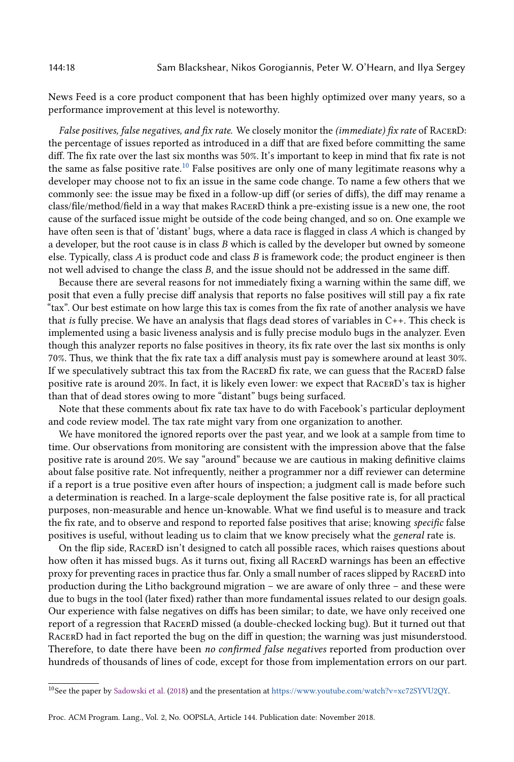News Feed is a core product component that has been highly optimized over many years, so a performance improvement at this level is noteworthy.

*False positives, false negatives, and fix rate.* We closely monitor the *(immediate) fix rate* of RacerD: the percentage of issues reported as introduced in a diff that are fixed before committing the same diff. The fix rate over the last six months was 50%. It's important to keep in mind that fix rate is not the same as false positive rate.[10] False positives are only one of many legitimate reasons why a developer may choose not to fix an issue in the same code change. To name a few others that we commonly see: the issue may be fixed in a follow-up diff (or series of diffs), the diff may rename a class/file/method/field in a way that makes RacerD think a pre-existing issue is a new one, the root cause of the surfaced issue might be outside of the code being changed, and so on. One example we have often seen is that of 'distant' bugs, where a data race is flagged in class $A$ which is changed by a developer, but the root cause is in class $B$ which is called by the developer but owned by someone else. Typically, class $A$ is product code and class $B$ is framework code; the product engineer is then not well advised to change the class $B$, and the issue should not be addressed in the same diff.

Because there are several reasons for not immediately fixing a warning within the same diff, we posit that even a fully precise diff analysis that reports no false positives will still pay a fix rate "tax". Our best estimate on how large this tax is comes from the fix rate of another analysis we have that *is* fully precise. We have an analysis that flags dead stores of variables in C++. This check is implemented using a basic liveness analysis and is fully precise modulo bugs in the analyzer. Even though this analyzer reports no false positives in theory, its fix rate over the last six months is only 70%. Thus, we think that the fix rate tax a diff analysis must pay is somewhere around at least 30%. If we speculatively subtract this tax from the RacerD fix rate, we can guess that the RacerD false positive rate is around 20%. In fact, it is likely even lower: we expect that RacerD's tax is higher than that of dead stores owing to more "distant" bugs being surfaced.

Note that these comments about fix rate tax have to do with Facebook's particular deployment and code review model. The tax rate might vary from one organization to another.

We have monitored the ignored reports over the past year, and we look at a sample from time to time. Our observations from monitoring are consistent with the impression above that the false positive rate is around 20%. We say "around" because we are cautious in making definitive claims about false positive rate. Not infrequently, neither a programmer nor a diff reviewer can determine if a report is a true positive even after hours of inspection; a judgment call is made before such a determination is reached. In a large-scale deployment the false positive rate is, for all practical purposes, non-measurable and hence un-knowable. What we find useful is to measure and track the fix rate, and to observe and respond to reported false positives that arise; knowing *specific* false positives is useful, without leading us to claim that we know precisely what the *general* rate is.

On the flip side, RacerD isn't designed to catch all possible races, which raises questions about how often it has missed bugs. As it turns out, fixing all RacerD warnings has been an effective proxy for preventing races in practice thus far. Only a small number of races slipped by RacerD into production during the Litho background migration – we are aware of only three – and these were due to bugs in the tool (later fixed) rather than more fundamental issues related to our design goals. Our experience with false negatives on diffs has been similar; to date, we have only received one report of a regression that RacerD missed (a double-checked locking bug). But it turned out that RacerD had in fact reported the bug on the diff in question; the warning was just misunderstood. Therefore, to date there have been *no confirmed false negatives* reported from production over hundreds of thousands of lines of code, except for those from implementation errors on our part.

[10] See the paper by Sadowski et al. (2018) and the presentation at https://www.youtube.com/watch?v=xc72SYVU2QY.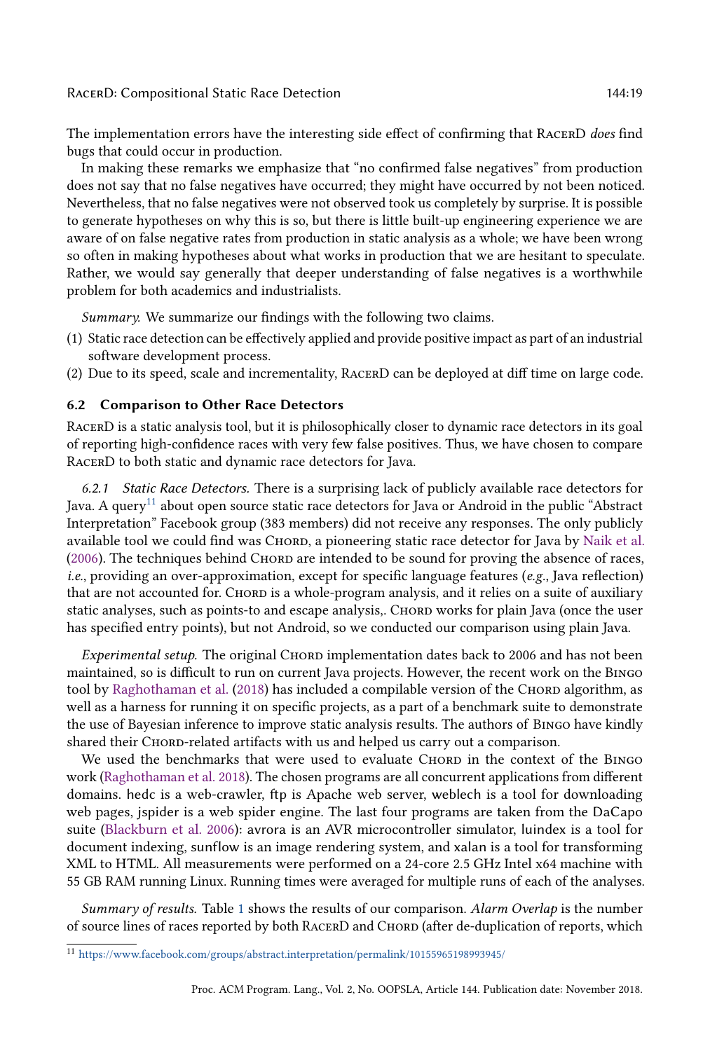The implementation errors have the interesting side effect of confirming that RacerD *does* find bugs that could occur in production.

In making these remarks we emphasize that "no confirmed false negatives" from production does not say that no false negatives have occurred; they might have occurred by not been noticed. Nevertheless, that no false negatives were not observed took us completely by surprise. It is possible to generate hypotheses on why this is so, but there is little built-up engineering experience we are aware of on false negative rates from production in static analysis as a whole; we have been wrong so often in making hypotheses about what works in production that we are hesitant to speculate. Rather, we would say generally that deeper understanding of false negatives is a worthwhile problem for both academics and industrialists.

*Summary.* We summarize our findings with the following two claims.

(1) Static race detection can be effectively applied and provide positive impact as part of an industrial software development process.
(2) Due to its speed, scale and incrementality, RacerD can be deployed at diff time on large code.

### 6.2 Comparison to Other Race Detectors

RacerD is a static analysis tool, but it is philosophically closer to dynamic race detectors in its goal of reporting high-confidence races with very few false positives. Thus, we have chosen to compare RacerD to both static and dynamic race detectors for Java.

*6.2.1 Static Race Detectors.* There is a surprising lack of publicly available race detectors for Java. A query[11] about open source static race detectors for Java or Android in the public "Abstract Interpretation" Facebook group (383 members) did not receive any responses. The only publicly available tool we could find was Chord, a pioneering static race detector for Java by Naik et al. (2006). The techniques behind Chord are intended to be sound for proving the absence of races, *i.e.*, providing an over-approximation, except for specific language features (*e.g.*, Java reflection) that are not accounted for. Chord is a whole-program analysis, and it relies on a suite of auxiliary static analyses, such as points-to and escape analysis,. Chord works for plain Java (once the user has specified entry points), but not Android, so we conducted our comparison using plain Java.

*Experimental setup.* The original Chord implementation dates back to 2006 and has not been maintained, so is difficult to run on current Java projects. However, the recent work on the Bingo tool by Raghothaman et al. (2018) has included a compilable version of the Chord algorithm, as well as a harness for running it on specific projects, as a part of a benchmark suite to demonstrate the use of Bayesian inference to improve static analysis results. The authors of Bingo have kindly shared their Chord-related artifacts with us and helped us carry out a comparison.

We used the benchmarks that were used to evaluate Chord in the context of the Bingo work (Raghothaman et al. 2018). The chosen programs are all concurrent applications from different domains. hedc is a web-crawler, ftp is Apache web server, weblech is a tool for downloading web pages, jspider is a web spider engine. The last four programs are taken from the DaCapo suite (Blackburn et al. 2006): avrora is an AVR microcontroller simulator, luindex is a tool for document indexing, sunflow is an image rendering system, and xalan is a tool for transforming XML to HTML. All measurements were performed on a 24-core 2.5 GHz Intel x64 machine with 55 GB RAM running Linux. Running times were averaged for multiple runs of each of the analyses.

*Summary of results.* Table 1 shows the results of our comparison. *Alarm Overlap* is the number of source lines of races reported by both RacerD and Chord (after de-duplication of reports, which

[11] https://www.facebook.com/groups/abstract.interpretation/permalink/10155965198993945/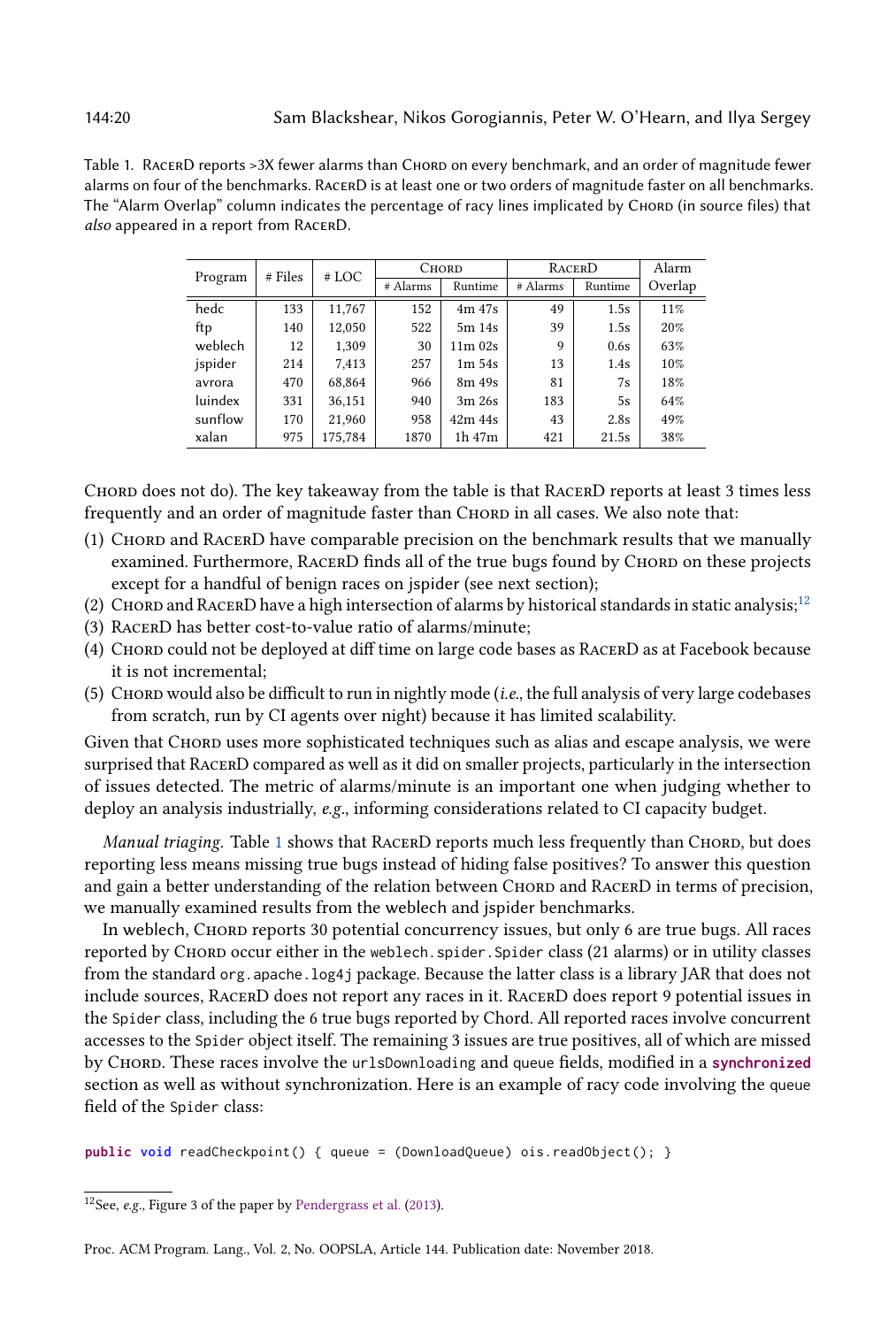Table 1. RacerD reports >3X fewer alarms than Chord on every benchmark, and an order of magnitude fewer alarms on four of the benchmarks. RacerD is at least one or two orders of magnitude faster on all benchmarks. The "Alarm Overlap" column indicates the percentage of racy lines implicated by Chord (in source files) that *also* appeared in a report from RacerD.

| Program | # Files | # LOC | Chord | | RacerD | | Alarm |
|---|---|---|---|---|---|---|---|
| | | | # Alarms | Runtime | # Alarms | Runtime | Overlap |
| hedc | 133 | 11,767 | 152 | 4m 47s | 49 | 1.5s | 11% |
| ftp | 140 | 12,050 | 522 | 5m 14s | 39 | 1.5s | 20% |
| weblech | 12 | 1,309 | 30 | 11m 02s | 9 | 0.6s | 63% |
| jspider | 214 | 7,413 | 257 | 1m 54s | 13 | 1.4s | 10% |
| avrora | 470 | 68,864 | 966 | 8m 49s | 81 | 7s | 18% |
| luindex | 331 | 36,151 | 940 | 3m 26s | 183 | 5s | 64% |
| sunflow | 170 | 21,960 | 958 | 42m 44s | 43 | 2.8s | 49% |
| xalan | 975 | 175,784 | 1870 | 1h 47m | 421 | 21.5s | 38% |

Chord does not do). The key takeaway from the table is that RacerD reports at least 3 times less frequently and an order of magnitude faster than Chord in all cases. We also note that:

(1) Chord and RacerD have comparable precision on the benchmark results that we manually examined. Furthermore, RacerD finds all of the true bugs found by Chord on these projects except for a handful of benign races on jspider (see next section);
(2) Chord and RacerD have a high intersection of alarms by historical standards in static analysis;[12]
(3) RacerD has better cost-to-value ratio of alarms/minute;
(4) Chord could not be deployed at diff time on large code bases as RacerD as at Facebook because it is not incremental;
(5) Chord would also be difficult to run in nightly mode (*i.e.*, the full analysis of very large codebases from scratch, run by CI agents over night) because it has limited scalability.

Given that Chord uses more sophisticated techniques such as alias and escape analysis, we were surprised that RacerD compared as well as it did on smaller projects, particularly in the intersection of issues detected. The metric of alarms/minute is an important one when judging whether to deploy an analysis industrially, *e.g.*, informing considerations related to CI capacity budget.

*Manual triaging.* Table 1 shows that RacerD reports much less frequently than Chord, but does reporting less mean missing true bugs instead of hiding false positives? To answer this question and gain a better understanding of the relation between Chord and RacerD in terms of precision, we manually examined results from the weblech and jspider benchmarks.

In weblech, Chord reports 30 potential concurrency issues, but only 6 are true bugs. All races reported by Chord occur either in the `weblech.spider.Spider` class (21 alarms) or in utility classes from the standard `org.apache.log4j` package. Because the latter class is a library JAR that does not include sources, RacerD does not report any races in it. RacerD does report 9 potential issues in the `Spider` class, including the 6 true bugs reported by Chord. All reported races involve concurrent accesses to the `Spider` object itself. The remaining 3 issues are true positives, all of which are missed by Chord. These races involve the `urlsDownloading` and `queue` fields, modified in a **`synchronized`** section as well as without synchronization. Here is an example of racy code involving the `queue` field of the `Spider` class:

```
public void readCheckpoint() { queue = (DownloadQueue) ois.readObject(); }
```

[12] See, *e.g.*, Figure 3 of the paper by Pendergrass et al. (2013).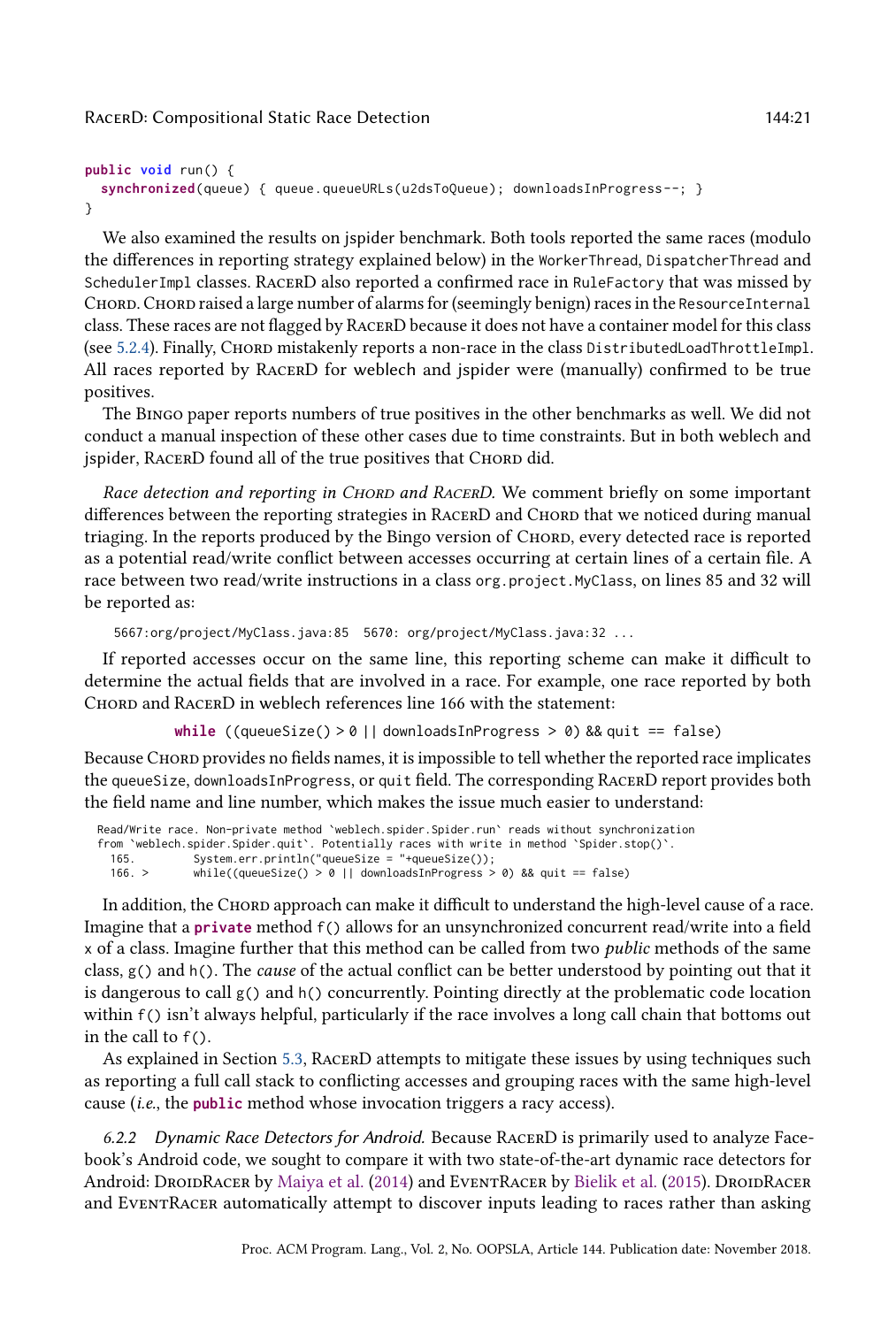```java
public void run() {
  synchronized(queue) { queue.queueURLs(u2dsToQueue); downloadsInProgress--; }
}
```

We also examined the results on jspider benchmark. Both tools reported the same races (modulo the differences in reporting strategy explained below) in the `WorkerThread`, `DispatcherThread` and `SchedulerImpl` classes. RacerD also reported a confirmed race in `RuleFactory` that was missed by Chord. Chord raised a large number of alarms for (seemingly benign) races in the `ResourceInternal` class. These races are not flagged by RacerD because it does not have a container model for this class (see 5.2.4). Finally, Chord mistakenly reports a non-race in the class `DistributedLoadThrottleImpl`. All races reported by RacerD for weblech and jspider were (manually) confirmed to be true positives.

The Bingo paper reports numbers of true positives in the other benchmarks as well. We did not conduct a manual inspection of these other cases due to time constraints. But in both weblech and jspider, RacerD found all of the true positives that Chord did.

*Race detection and reporting in Chord and RacerD.* We comment briefly on some important differences between the reporting strategies in RacerD and Chord that we noticed during manual triaging. In the reports produced by the Bingo version of Chord, every detected race is reported as a potential read/write conflict between accesses occurring at certain lines of a certain file. A race between two read/write instructions in a class `org.project.MyClass`, on lines 85 and 32 will be reported as:

```
5667:org/project/MyClass.java:85  5670: org/project/MyClass.java:32 ...
```

If reported accesses occur on the same line, this reporting scheme can make it difficult to determine the actual fields that are involved in a race. For example, one race reported by both Chord and RacerD in weblech references line 166 with the statement:

```java
while ((queueSize() > 0 || downloadsInProgress > 0) && quit == false)
```

Because Chord provides no fields names, it is impossible to tell whether the reported race implicates the `queueSize`, `downloadsInProgress`, or `quit` field. The corresponding RacerD report provides both the field name and line number, which makes the issue much easier to understand:

```
Read/Write race. Non-private method `weblech.spider.Spider.run` reads without synchronization
from `weblech.spider.Spider.quit`. Potentially races with write in method `Spider.stop()`.
  165.        System.err.println("queueSize = "+queueSize());
  166. >      while((queueSize() > 0 || downloadsInProgress > 0) && quit == false)
```

In addition, the Chord approach can make it difficult to understand the high-level cause of a race. Imagine that a **`private`** method `f()` allows for an unsynchronized concurrent read/write into a field `x` of a class. Imagine further that this method can be called from two *public* methods of the same class, `g()` and `h()`. The *cause* of the actual conflict can be better understood by pointing out that it is dangerous to call `g()` and `h()` concurrently. Pointing directly at the problematic code location within `f()` isn't always helpful, particularly if the race involves a long call chain that bottoms out in the call to `f()`.

As explained in Section 5.3, RacerD attempts to mitigate these issues by using techniques such as reporting a full call stack to conflicting accesses and grouping races with the same high-level cause (*i.e.*, the **`public`** method whose invocation triggers a racy access).

*6.2.2 Dynamic Race Detectors for Android.* Because RacerD is primarily used to analyze Facebook's Android code, we sought to compare it with two state-of-the-art dynamic race detectors for Android: DroidRacer by Maiya et al. (2014) and EventRacer by Bielik et al. (2015). DroidRacer and EventRacer automatically attempt to discover inputs leading to races rather than asking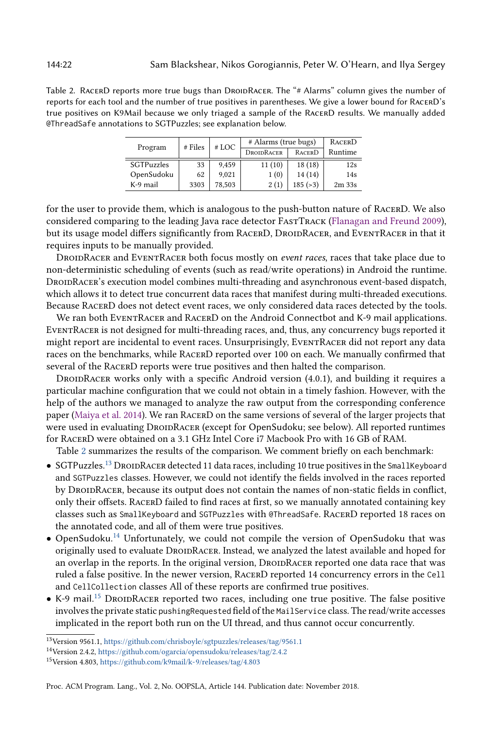Table 2. RacerD reports more true bugs than DroidRacer. The "# Alarms" column gives the number of reports for each tool and the number of true positives in parentheses. We give a lower bound for RacerD's true positives on K9Mail because we only triaged a sample of the RacerD results. We manually added @ThreadSafe annotations to SGTPuzzles; see explanation below.

| Program | # Files | # LOC | # Alarms (true bugs) | | RacerD Runtime |
|---|---|---|---|---|---|
| | | | DroidRacer | RacerD | |
| SGTPuzzles | 33 | 9,459 | 11 (10) | 18 (18) | 12s |
| OpenSudoku | 62 | 9,021 | 1 (0) | 14 (14) | 14s |
| K-9 mail | 3303 | 78,503 | 2 (1) | 185 (>3) | 2m 33s |

for the user to provide them, which is analogous to the push-button nature of RacerD. We also considered comparing to the leading Java race detector FastTrack (Flanagan and Freund 2009), but its usage model differs significantly from RacerD, DroidRacer, and EventRacer in that it requires inputs to be manually provided.

DroidRacer and EventRacer both focus mostly on *event races*, races that take place due to non-deterministic scheduling of events (such as read/write operations) in Android the runtime. DroidRacer's execution model combines multi-threading and asynchronous event-based dispatch, which allows it to detect true concurrent data races that manifest during multi-threaded executions. Because RacerD does not detect event races, we only considered data races detected by the tools.

We ran both EventRacer and RacerD on the Android Connectbot and K-9 mail applications. EventRacer is not designed for multi-threading races, and, thus, any concurrency bugs reported it might report are incidental to event races. Unsurprisingly, EventRacer did not report any data races on the benchmarks, while RacerD reported over 100 on each. We manually confirmed that several of the RacerD reports were true positives and then halted the comparison.

DroidRacer works only with a specific Android version (4.0.1), and building it requires a particular machine configuration that we could not obtain in a timely fashion. However, with the help of the authors we managed to analyze the raw output from the corresponding conference paper (Maiya et al. 2014). We ran RacerD on the same versions of several of the larger projects that were used in evaluating DroidRacer (except for OpenSudoku; see below). All reported runtimes for RacerD were obtained on a 3.1 GHz Intel Core i7 Macbook Pro with 16 GB of RAM.

Table 2 summarizes the results of the comparison. We comment briefly on each benchmark:

- SGTPuzzles.[13] DroidRacer detected 11 data races, including 10 true positives in the `SmallKeyboard` and `SGTPuzzles` classes. However, we could not identify the fields involved in the races reported by DroidRacer, because its output does not contain the names of non-static fields in conflict, only their offsets. RacerD failed to find races at first, so we manually annotated containing key classes such as `SmallKeyboard` and `SGTPuzzles` with `@ThreadSafe`. RacerD reported 18 races on the annotated code, and all of them were true positives.
- OpenSudoku.[14] Unfortunately, we could not compile the version of OpenSudoku that was originally used to evaluate DroidRacer. Instead, we analyzed the latest available and hoped for an overlap in the reports. In the original version, DroidRacer reported one data race that was ruled a false positive. In the newer version, RacerD reported 14 concurrency errors in the `Cell` and `CellCollection` classes All of these reports are confirmed true positives.
- K-9 mail.[15] DroidRacer reported two races, including one true positive. The false positive involves the private static `pushingRequested` field of the `MailService` class. The read/write accesses implicated in the report both run on the UI thread, and thus cannot occur concurrently.

[13] Version 9561.1, https://github.com/chrisboyle/sgtpuzzles/releases/tag/9561.1

[14] Version 2.4.2, https://github.com/ogarcia/opensudoku/releases/tag/2.4.2

[15] Version 4.803, https://github.com/k9mail/k-9/releases/tag/4.803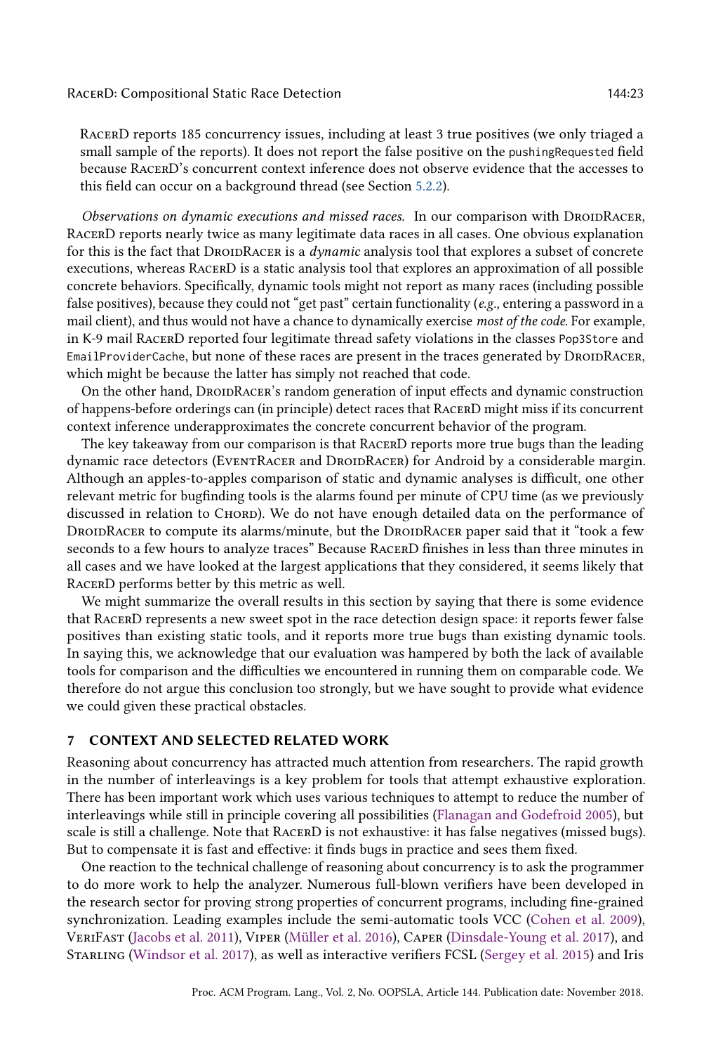RacerD reports 185 concurrency issues, including at least 3 true positives (we only triaged a small sample of the reports). It does not report the false positive on the `pushingRequested` field because RacerD's concurrent context inference does not observe evidence that the accesses to this field can occur on a background thread (see Section 5.2.2).

*Observations on dynamic executions and missed races.* In our comparison with DroidRacer, RacerD reports nearly twice as many legitimate data races in all cases. One obvious explanation for this is the fact that DroidRacer is a *dynamic* analysis tool that explores a subset of concrete executions, whereas RacerD is a static analysis tool that explores an approximation of all possible concrete behaviors. Specifically, dynamic tools might not report as many races (including possible false positives), because they could not "get past" certain functionality (*e.g.*, entering a password in a mail client), and thus would not have a chance to dynamically exercise *most of the code*. For example, in K-9 mail RacerD reported four legitimate thread safety violations in the classes `Pop3Store` and `EmailProviderCache`, but none of these races are present in the traces generated by DroidRacer, which might be because the latter has simply not reached that code.

On the other hand, DroidRacer's random generation of input effects and dynamic construction of happens-before orderings can (in principle) detect races that RacerD might miss if its concurrent context inference underapproximates the concrete concurrent behavior of the program.

The key takeaway from our comparison is that RacerD reports more true bugs than the leading dynamic race detectors (EventRacer and DroidRacer) for Android by a considerable margin. Although an apples-to-apples comparison of static and dynamic analyses is difficult, one other relevant metric for bugfinding tools is the alarms found per minute of CPU time (as we previously discussed in relation to Chord). We do not have enough detailed data on the performance of DroidRacer to compute its alarms/minute, but the DroidRacer paper said that it "took a few seconds to a few hours to analyze traces" Because RacerD finishes in less than three minutes in all cases and we have looked at the largest applications that they considered, it seems likely that RacerD performs better by this metric as well.

We might summarize the overall results in this section by saying that there is some evidence that RacerD represents a new sweet spot in the race detection design space: it reports fewer false positives than existing static tools, and it reports more true bugs than existing dynamic tools. In saying this, we acknowledge that our evaluation was hampered by both the lack of available tools for comparison and the difficulties we encountered in running them on comparable code. We therefore do not argue this conclusion too strongly, but we have sought to provide what evidence we could given these practical obstacles.

## 7 CONTEXT AND SELECTED RELATED WORK

Reasoning about concurrency has attracted much attention from researchers. The rapid growth in the number of interleavings is a key problem for tools that attempt exhaustive exploration. There has been important work which uses various techniques to attempt to reduce the number of interleavings while still in principle covering all possibilities (Flanagan and Godefroid 2005), but scale is still a challenge. Note that RacerD is not exhaustive: it has false negatives (missed bugs). But to compensate it is fast and effective: it finds bugs in practice and sees them fixed.

One reaction to the technical challenge of reasoning about concurrency is to ask the programmer to do more work to help the analyzer. Numerous full-blown verifiers have been developed in the research sector for proving strong properties of concurrent programs, including fine-grained synchronization. Leading examples include the semi-automatic tools VCC (Cohen et al. 2009), VeriFast (Jacobs et al. 2011), Viper (Müller et al. 2016), Caper (Dinsdale-Young et al. 2017), and Starling (Windsor et al. 2017), as well as interactive verifiers FCSL (Sergey et al. 2015) and Iris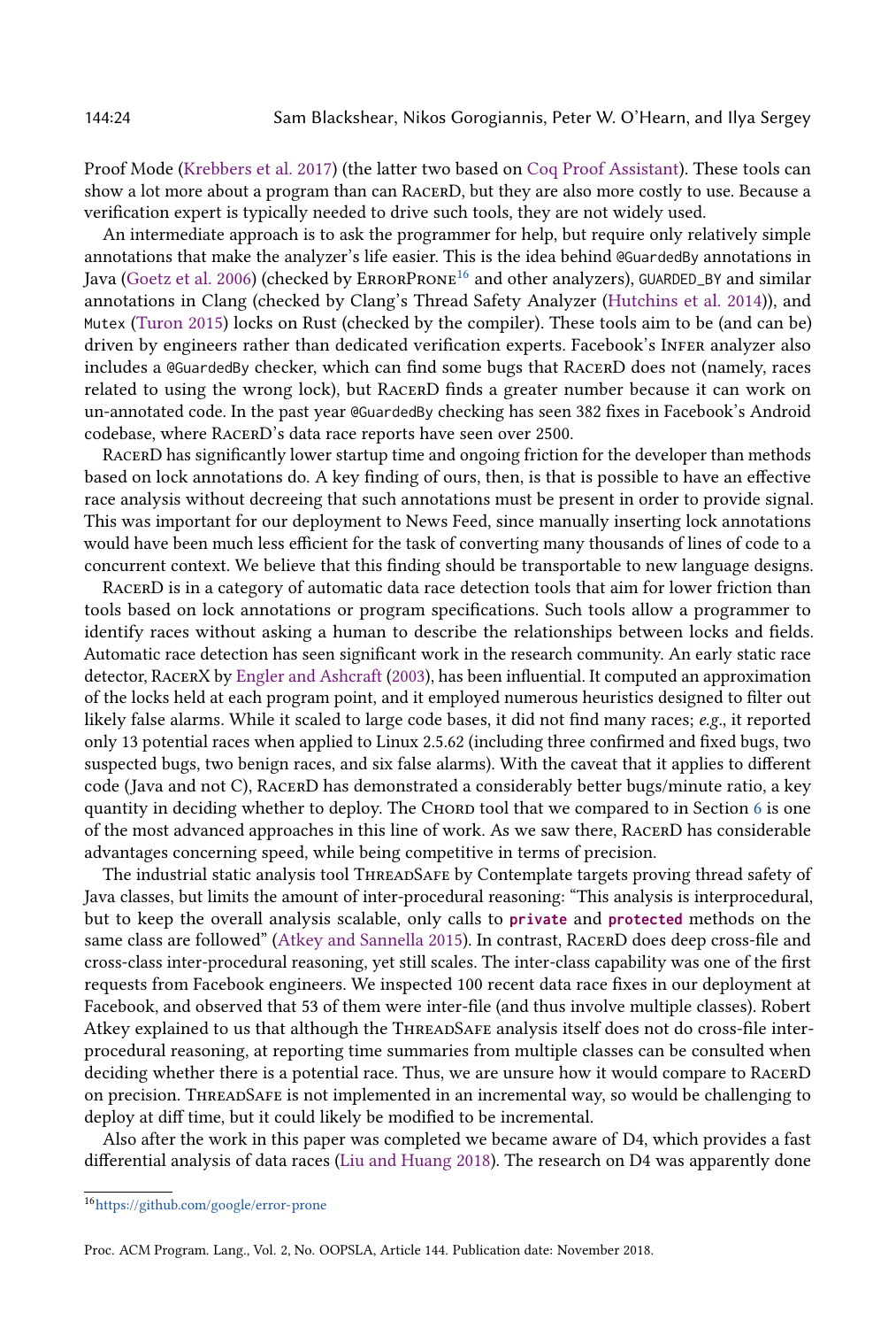Proof Mode (Krebbers et al. 2017) (the latter two based on Coq Proof Assistant). These tools can show a lot more about a program than can RacerD, but they are also more costly to use. Because a verification expert is typically needed to drive such tools, they are not widely used.

An intermediate approach is to ask the programmer for help, but require only relatively simple annotations that make the analyzer's life easier. This is the idea behind `@GuardedBy` annotations in Java (Goetz et al. 2006) (checked by ErrorProne[16] and other analyzers), `GUARDED_BY` and similar annotations in Clang (checked by Clang's Thread Safety Analyzer (Hutchins et al. 2014)), and `Mutex` (Turon 2015) locks on Rust (checked by the compiler). These tools aim to be (and can be) driven by engineers rather than dedicated verification experts. Facebook's Infer analyzer also includes a `@GuardedBy` checker, which can find some bugs that RacerD does not (namely, races related to using the wrong lock), but RacerD finds a greater number because it can work on un-annotated code. In the past year `@GuardedBy` checking has seen 382 fixes in Facebook's Android codebase, where RacerD's data race reports have seen over 2500.

RacerD has significantly lower startup time and ongoing friction for the developer than methods based on lock annotations do. A key finding of ours, then, is that is possible to have an effective race analysis without decreeing that such annotations must be present in order to provide signal. This was important for our deployment to News Feed, since manually inserting lock annotations would have been much less efficient for the task of converting many thousands of lines of code to a concurrent context. We believe that this finding should be transportable to new language designs.

RacerD is in a category of automatic data race detection tools that aim for lower friction than tools based on lock annotations or program specifications. Such tools allow a programmer to identify races without asking a human to describe the relationships between locks and fields. Automatic race detection has seen significant work in the research community. An early static race detector, RacerX by Engler and Ashcraft (2003), has been influential. It computed an approximation of the locks held at each program point, and it employed numerous heuristics designed to filter out likely false alarms. While it scaled to large code bases, it did not find many races; *e.g.*, it reported only 13 potential races when applied to Linux 2.5.62 (including three confirmed and fixed bugs, two suspected bugs, two benign races, and six false alarms). With the caveat that it applies to different code (Java and not C), RacerD has demonstrated a considerably better bugs/minute ratio, a key quantity in deciding whether to deploy. The Chord tool that we compared to in Section 6 is one of the most advanced approaches in this line of work. As we saw there, RacerD has considerable advantages concerning speed, while being competitive in terms of precision.

The industrial static analysis tool ThreadSafe by Contemplate targets proving thread safety of Java classes, but limits the amount of inter-procedural reasoning: "This analysis is interprocedural, but to keep the overall analysis scalable, only calls to **private** and **protected** methods on the same class are followed" (Atkey and Sannella 2015). In contrast, RacerD does deep cross-file and cross-class inter-procedural reasoning, yet still scales. The inter-class capability was one of the first requests from Facebook engineers. We inspected 100 recent data race fixes in our deployment at Facebook, and observed that 53 of them were inter-file (and thus involve multiple classes). Robert Atkey explained to us that although the ThreadSafe analysis itself does not do cross-file inter-procedural reasoning, at reporting time summaries from multiple classes can be consulted when deciding whether there is a potential race. Thus, we are unsure how it would compare to RacerD on precision. ThreadSafe is not implemented in an incremental way, so would be challenging to deploy at diff time, but it could likely be modified to be incremental.

Also after the work in this paper was completed we became aware of D4, which provides a fast differential analysis of data races (Liu and Huang 2018). The research on D4 was apparently done

[16] https://github.com/google/error-prone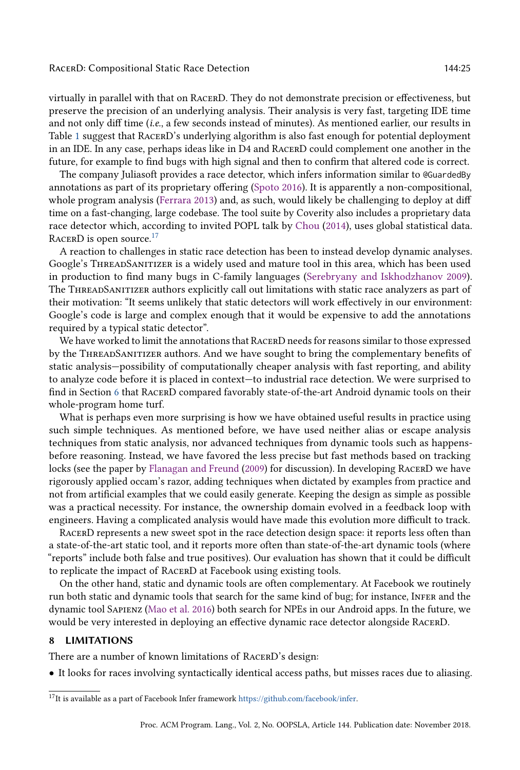virtually in parallel with that on RacerD. They do not demonstrate precision or effectiveness, but preserve the precision of an underlying analysis. Their analysis is very fast, targeting IDE time and not only diff time (*i.e.*, a few seconds instead of minutes). As mentioned earlier, our results in Table 1 suggest that RacerD's underlying algorithm is also fast enough for potential deployment in an IDE. In any case, perhaps ideas like in D4 and RacerD could complement one another in the future, for example to find bugs with high signal and then to confirm that altered code is correct.

The company Juliasoft provides a race detector, which infers information similar to `@GuardedBy` annotations as part of its proprietary offering (Spoto 2016). It is apparently a non-compositional, whole program analysis (Ferrara 2013) and, as such, would likely be challenging to deploy at diff time on a fast-changing, large codebase. The tool suite by Coverity also includes a proprietary data race detector which, according to invited POPL talk by Chou (2014), uses global statistical data. RacerD is open source.[17]

A reaction to challenges in static race detection has been to instead develop dynamic analyses. Google's ThreadSanitizer is a widely used and mature tool in this area, which has been used in production to find many bugs in C-family languages (Serebryany and Iskhodzhanov 2009). The ThreadSanitizer authors explicitly call out limitations with static race analyzers as part of their motivation: "It seems unlikely that static detectors will work effectively in our environment: Google's code is large and complex enough that it would be expensive to add the annotations required by a typical static detector".

We have worked to limit the annotations that RacerD needs for reasons similar to those expressed by the ThreadSanitizer authors. And we have sought to bring the complementary benefits of static analysis—possibility of computationally cheaper analysis with fast reporting, and ability to analyze code before it is placed in context—to industrial race detection. We were surprised to find in Section 6 that RacerD compared favorably state-of-the-art Android dynamic tools on their whole-program home turf.

What is perhaps even more surprising is how we have obtained useful results in practice using such simple techniques. As mentioned before, we have used neither alias or escape analysis techniques from static analysis, nor advanced techniques from dynamic tools such as happens-before reasoning. Instead, we have favored the less precise but fast methods based on tracking locks (see the paper by Flanagan and Freund (2009) for discussion). In developing RacerD we have rigorously applied occam's razor, adding techniques when dictated by examples from practice and not from artificial examples that we could easily generate. Keeping the design as simple as possible was a practical necessity. For instance, the ownership domain evolved in a feedback loop with engineers. Having a complicated analysis would have made this evolution more difficult to track.

RacerD represents a new sweet spot in the race detection design space: it reports less often than a state-of-the-art static tool, and it reports more often than state-of-the-art dynamic tools (where "reports" include both false and true positives). Our evaluation has shown that it could be difficult to replicate the impact of RacerD at Facebook using existing tools.

On the other hand, static and dynamic tools are often complementary. At Facebook we routinely run both static and dynamic tools that search for the same kind of bug; for instance, Infer and the dynamic tool Sapienz (Mao et al. 2016) both search for NPEs in our Android apps. In the future, we would be very interested in deploying an effective dynamic race detector alongside RacerD.

## 8 LIMITATIONS

There are a number of known limitations of RacerD's design:

- It looks for races involving syntactically identical access paths, but misses races due to aliasing.

[17] It is available as a part of Facebook Infer framework https://github.com/facebook/infer.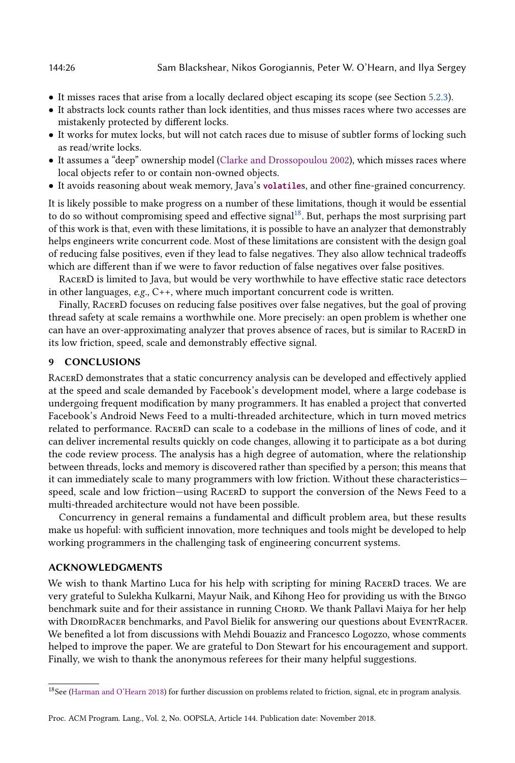- It misses races that arise from a locally declared object escaping its scope (see Section 5.2.3).
- It abstracts lock counts rather than lock identities, and thus misses races where two accesses are mistakenly protected by different locks.
- It works for mutex locks, but will not catch races due to misuse of subtler forms of locking such as read/write locks.
- It assumes a "deep" ownership model (Clarke and Drossopoulou 2002), which misses races where local objects refer to or contain non-owned objects.
- It avoids reasoning about weak memory, Java's `volatile`s, and other fine-grained concurrency.

It is likely possible to make progress on a number of these limitations, though it would be essential to do so without compromising speed and effective signal[18]. But, perhaps the most surprising part of this work is that, even with these limitations, it is possible to have an analyzer that demonstrably helps engineers write concurrent code. Most of these limitations are consistent with the design goal of reducing false positives, even if they lead to false negatives. They also allow technical tradeoffs which are different than if we were to favor reduction of false negatives over false positives.

RacerD is limited to Java, but would be very worthwhile to have effective static race detectors in other languages, *e.g.*, C++, where much important concurrent code is written.

Finally, RacerD focuses on reducing false positives over false negatives, but the goal of proving thread safety at scale remains a worthwhile one. More precisely: an open problem is whether one can have an over-approximating analyzer that proves absence of races, but is similar to RacerD in its low friction, speed, scale and demonstrably effective signal.

## 9 CONCLUSIONS

RacerD demonstrates that a static concurrency analysis can be developed and effectively applied at the speed and scale demanded by Facebook's development model, where a large codebase is undergoing frequent modification by many programmers. It has enabled a project that converted Facebook's Android News Feed to a multi-threaded architecture, which in turn moved metrics related to performance. RacerD can scale to a codebase in the millions of lines of code, and it can deliver incremental results quickly on code changes, allowing it to participate as a bot during the code review process. The analysis has a high degree of automation, where the relationship between threads, locks and memory is discovered rather than specified by a person; this means that it can immediately scale to many programmers with low friction. Without these characteristics—speed, scale and low friction—using RacerD to support the conversion of the News Feed to a multi-threaded architecture would not have been possible.

Concurrency in general remains a fundamental and difficult problem area, but these results make us hopeful: with sufficient innovation, more techniques and tools might be developed to help working programmers in the challenging task of engineering concurrent systems.

## ACKNOWLEDGMENTS

We wish to thank Martino Luca for his help with scripting for mining RacerD traces. We are very grateful to Sulekha Kulkarni, Mayur Naik, and Kihong Heo for providing us with the Bingo benchmark suite and for their assistance in running Chord. We thank Pallavi Maiya for her help with DroidRacer benchmarks, and Pavol Bielik for answering our questions about EventRacer. We benefited a lot from discussions with Mehdi Bouaziz and Francesco Logozzo, whose comments helped to improve the paper. We are grateful to Don Stewart for his encouragement and support. Finally, we wish to thank the anonymous referees for their many helpful suggestions.

[18] See (Harman and O'Hearn 2018) for further discussion on problems related to friction, signal, etc in program analysis.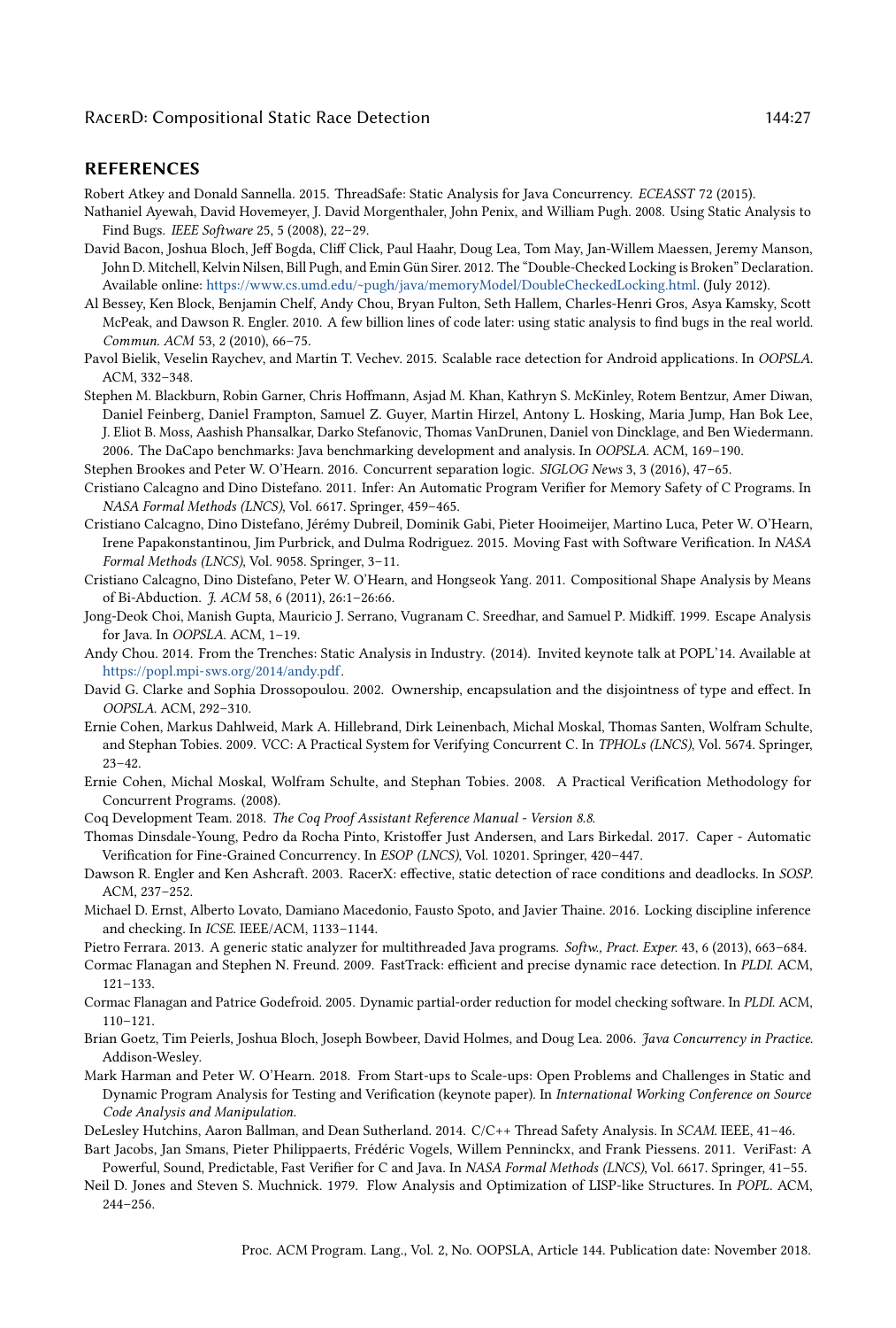## REFERENCES

Robert Atkey and Donald Sannella. 2015. ThreadSafe: Static Analysis for Java Concurrency. *ECEASST* 72 (2015).

Nathaniel Ayewah, David Hovemeyer, J. David Morgenthaler, John Penix, and William Pugh. 2008. Using Static Analysis to Find Bugs. *IEEE Software* 25, 5 (2008), 22–29.

David Bacon, Joshua Bloch, Jeff Bogda, Cliff Click, Paul Haahr, Doug Lea, Tom May, Jan-Willem Maessen, Jeremy Manson, John D. Mitchell, Kelvin Nilsen, Bill Pugh, and Emin Gün Sirer. 2012. The "Double-Checked Locking is Broken" Declaration. Available online: https://www.cs.umd.edu/~pugh/java/memoryModel/DoubleCheckedLocking.html. (July 2012).

Al Bessey, Ken Block, Benjamin Chelf, Andy Chou, Bryan Fulton, Seth Hallem, Charles-Henri Gros, Asya Kamsky, Scott McPeak, and Dawson R. Engler. 2010. A few billion lines of code later: using static analysis to find bugs in the real world. *Commun. ACM* 53, 2 (2010), 66–75.

Pavol Bielik, Veselin Raychev, and Martin T. Vechev. 2015. Scalable race detection for Android applications. In *OOPSLA*. ACM, 332–348.

Stephen M. Blackburn, Robin Garner, Chris Hoffmann, Asjad M. Khan, Kathryn S. McKinley, Rotem Bentzur, Amer Diwan, Daniel Feinberg, Daniel Frampton, Samuel Z. Guyer, Martin Hirzel, Antony L. Hosking, Maria Jump, Han Bok Lee, J. Eliot B. Moss, Aashish Phansalkar, Darko Stefanovic, Thomas VanDrunen, Daniel von Dincklage, and Ben Wiedermann. 2006. The DaCapo benchmarks: Java benchmarking development and analysis. In *OOPSLA*. ACM, 169–190.

Stephen Brookes and Peter W. O'Hearn. 2016. Concurrent separation logic. *SIGLOG News* 3, 3 (2016), 47–65.

Cristiano Calcagno and Dino Distefano. 2011. Infer: An Automatic Program Verifier for Memory Safety of C Programs. In *NASA Formal Methods (LNCS)*, Vol. 6617. Springer, 459–465.

Cristiano Calcagno, Dino Distefano, Jérémy Dubreil, Dominik Gabi, Pieter Hooimeijer, Martino Luca, Peter W. O'Hearn, Irene Papakonstantinou, Jim Purbrick, and Dulma Rodriguez. 2015. Moving Fast with Software Verification. In *NASA Formal Methods (LNCS)*, Vol. 9058. Springer, 3–11.

Cristiano Calcagno, Dino Distefano, Peter W. O'Hearn, and Hongseok Yang. 2011. Compositional Shape Analysis by Means of Bi-Abduction. *J. ACM* 58, 6 (2011), 26:1–26:66.

Jong-Deok Choi, Manish Gupta, Mauricio J. Serrano, Vugranam C. Sreedhar, and Samuel P. Midkiff. 1999. Escape Analysis for Java. In *OOPSLA*. ACM, 1–19.

Andy Chou. 2014. From the Trenches: Static Analysis in Industry. (2014). Invited keynote talk at POPL'14. Available at https://popl.mpi-sws.org/2014/andy.pdf.

David G. Clarke and Sophia Drossopoulou. 2002. Ownership, encapsulation and the disjointness of type and effect. In *OOPSLA*. ACM, 292–310.

Ernie Cohen, Markus Dahlweid, Mark A. Hillebrand, Dirk Leinenbach, Michal Moskal, Thomas Santen, Wolfram Schulte, and Stephan Tobies. 2009. VCC: A Practical System for Verifying Concurrent C. In *TPHOLs (LNCS)*, Vol. 5674. Springer, 23–42.

Ernie Cohen, Michal Moskal, Wolfram Schulte, and Stephan Tobies. 2008. A Practical Verification Methodology for Concurrent Programs. (2008).

Coq Development Team. 2018. *The Coq Proof Assistant Reference Manual - Version 8.8*.

Thomas Dinsdale-Young, Pedro da Rocha Pinto, Kristoffer Just Andersen, and Lars Birkedal. 2017. Caper - Automatic Verification for Fine-Grained Concurrency. In *ESOP (LNCS)*, Vol. 10201. Springer, 420–447.

Dawson R. Engler and Ken Ashcraft. 2003. RacerX: effective, static detection of race conditions and deadlocks. In *SOSP*. ACM, 237–252.

Michael D. Ernst, Alberto Lovato, Damiano Macedonio, Fausto Spoto, and Javier Thaine. 2016. Locking discipline inference and checking. In *ICSE*. IEEE/ACM, 1133–1144.

Pietro Ferrara. 2013. A generic static analyzer for multithreaded Java programs. *Softw., Pract. Exper.* 43, 6 (2013), 663–684.

Cormac Flanagan and Stephen N. Freund. 2009. FastTrack: efficient and precise dynamic race detection. In *PLDI*. ACM, 121–133.

Cormac Flanagan and Patrice Godefroid. 2005. Dynamic partial-order reduction for model checking software. In *PLDI*. ACM, 110–121.

Brian Goetz, Tim Peierls, Joshua Bloch, Joseph Bowbeer, David Holmes, and Doug Lea. 2006. *Java Concurrency in Practice*. Addison-Wesley.

Mark Harman and Peter W. O'Hearn. 2018. From Start-ups to Scale-ups: Open Problems and Challenges in Static and Dynamic Program Analysis for Testing and Verification (keynote paper). In *International Working Conference on Source Code Analysis and Manipulation*.

DeLesley Hutchins, Aaron Ballman, and Dean Sutherland. 2014. C/C++ Thread Safety Analysis. In *SCAM*. IEEE, 41–46.

Bart Jacobs, Jan Smans, Pieter Philippaerts, Frédéric Vogels, Willem Penninckx, and Frank Piessens. 2011. VeriFast: A Powerful, Sound, Predictable, Fast Verifier for C and Java. In *NASA Formal Methods (LNCS)*, Vol. 6617. Springer, 41–55.

Neil D. Jones and Steven S. Muchnick. 1979. Flow Analysis and Optimization of LISP-like Structures. In *POPL*. ACM, 244–256.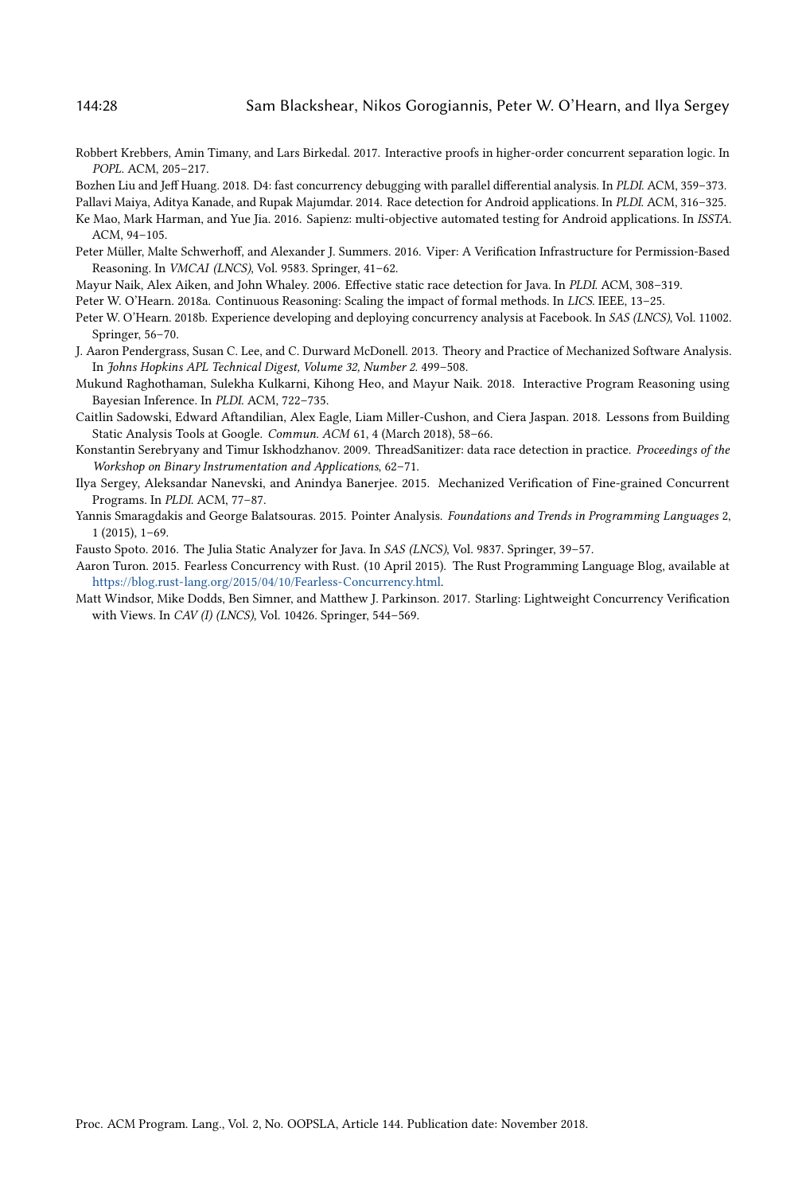Robbert Krebbers, Amin Timany, and Lars Birkedal. 2017. Interactive proofs in higher-order concurrent separation logic. In *POPL*. ACM, 205–217.

Bozhen Liu and Jeff Huang. 2018. D4: fast concurrency debugging with parallel differential analysis. In *PLDI*. ACM, 359–373.

Pallavi Maiya, Aditya Kanade, and Rupak Majumdar. 2014. Race detection for Android applications. In *PLDI*. ACM, 316–325.

Ke Mao, Mark Harman, and Yue Jia. 2016. Sapienz: multi-objective automated testing for Android applications. In *ISSTA*. ACM, 94–105.

Peter Müller, Malte Schwerhoff, and Alexander J. Summers. 2016. Viper: A Verification Infrastructure for Permission-Based Reasoning. In *VMCAI (LNCS)*, Vol. 9583. Springer, 41–62.

Mayur Naik, Alex Aiken, and John Whaley. 2006. Effective static race detection for Java. In *PLDI*. ACM, 308–319.

Peter W. O'Hearn. 2018a. Continuous Reasoning: Scaling the impact of formal methods. In *LICS*. IEEE, 13–25.

Peter W. O'Hearn. 2018b. Experience developing and deploying concurrency analysis at Facebook. In *SAS (LNCS)*, Vol. 11002. Springer, 56–70.

J. Aaron Pendergrass, Susan C. Lee, and C. Durward McDonell. 2013. Theory and Practice of Mechanized Software Analysis. In *Johns Hopkins APL Technical Digest, Volume 32, Number 2*. 499–508.

Mukund Raghothaman, Sulekha Kulkarni, Kihong Heo, and Mayur Naik. 2018. Interactive Program Reasoning using Bayesian Inference. In *PLDI*. ACM, 722–735.

Caitlin Sadowski, Edward Aftandilian, Alex Eagle, Liam Miller-Cushon, and Ciera Jaspan. 2018. Lessons from Building Static Analysis Tools at Google. *Commun. ACM* 61, 4 (March 2018), 58–66.

Konstantin Serebryany and Timur Iskhodzhanov. 2009. ThreadSanitizer: data race detection in practice. *Proceedings of the Workshop on Binary Instrumentation and Applications*, 62–71.

Ilya Sergey, Aleksandar Nanevski, and Anindya Banerjee. 2015. Mechanized Verification of Fine-grained Concurrent Programs. In *PLDI*. ACM, 77–87.

Yannis Smaragdakis and George Balatsouras. 2015. Pointer Analysis. *Foundations and Trends in Programming Languages* 2, 1 (2015), 1–69.

Fausto Spoto. 2016. The Julia Static Analyzer for Java. In *SAS (LNCS)*, Vol. 9837. Springer, 39–57.

Aaron Turon. 2015. Fearless Concurrency with Rust. (10 April 2015). The Rust Programming Language Blog, available at https://blog.rust-lang.org/2015/04/10/Fearless-Concurrency.html.

Matt Windsor, Mike Dodds, Ben Simner, and Matthew J. Parkinson. 2017. Starling: Lightweight Concurrency Verification with Views. In *CAV (I) (LNCS)*, Vol. 10426. Springer, 544–569.